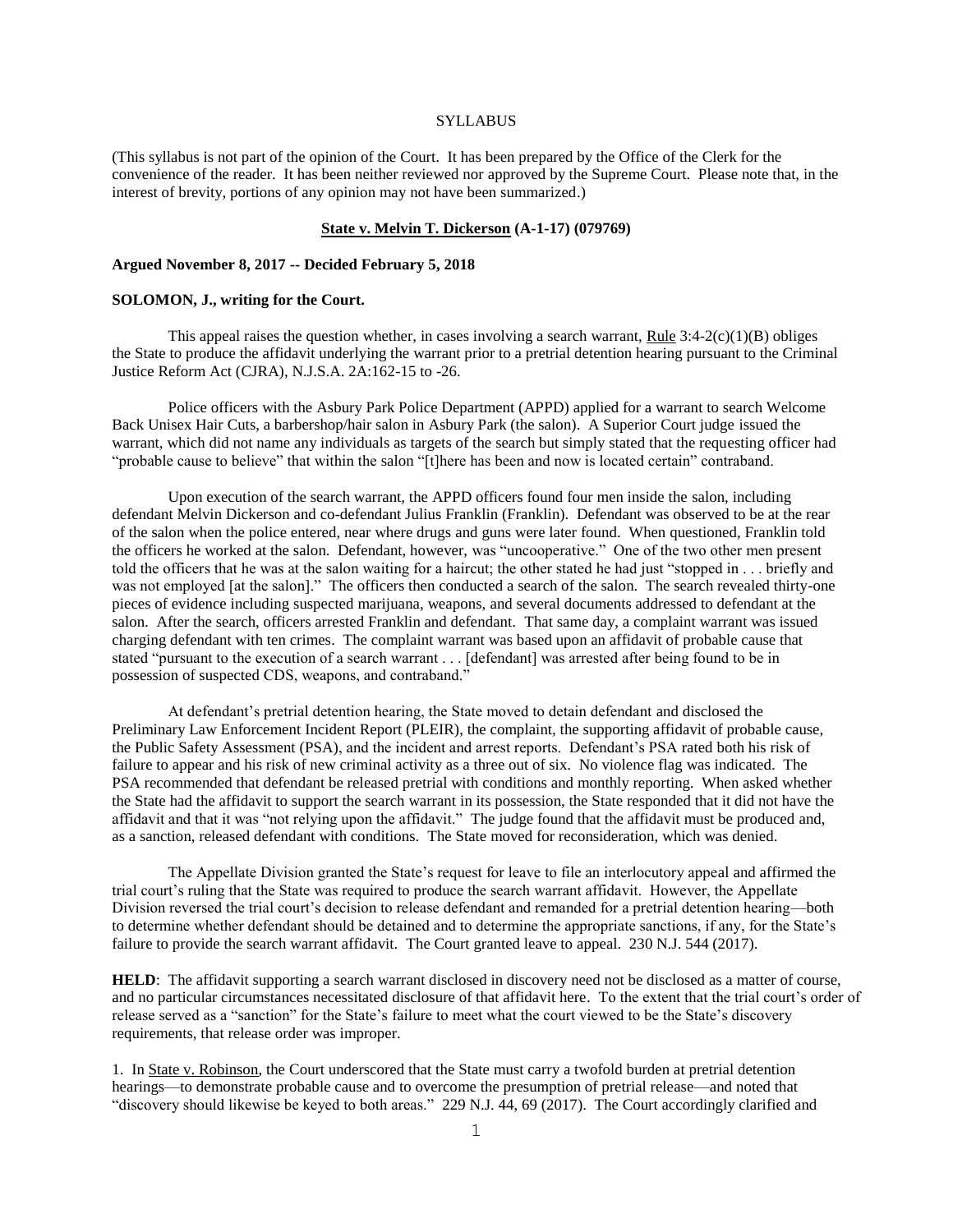SYLLABUS

(This syllabus is not part of the opinion of the Court. It has been prepared by the Office of the Clerk for the convenience of the reader. It has been neither reviewed nor approved by the Supreme Court. Please note that, in the interest of brevity, portions of any opinion may not have been summarized.)

**State v. Melvin T. Dickerson (A-1-17) (079769)**

**Argued November 8, 2017 -- Decided February 5, 2018**

**SOLOMON, J., writing for the Court.**

This appeal raises the question whether, in cases involving a search warrant, Rule 3:4-2(c)(1)(B) obliges the State to produce the affidavit underlying the warrant prior to a pretrial detention hearing pursuant to the Criminal Justice Reform Act (CJRA), N.J.S.A. 2A:162-15 to -26.

Police officers with the Asbury Park Police Department (APPD) applied for a warrant to search Welcome Back Unisex Hair Cuts, a barbershop/hair salon in Asbury Park (the salon). A Superior Court judge issued the warrant, which did not name any individuals as targets of the search but simply stated that the requesting officer had "probable cause to believe" that within the salon "[t]here has been and now is located certain" contraband.

Upon execution of the search warrant, the APPD officers found four men inside the salon, including defendant Melvin Dickerson and co-defendant Julius Franklin (Franklin). Defendant was observed to be at the rear of the salon when the police entered, near where drugs and guns were later found. When questioned, Franklin told the officers he worked at the salon. Defendant, however, was "uncooperative." One of the two other men present told the officers that he was at the salon waiting for a haircut; the other stated he had just "stopped in . . . briefly and was not employed [at the salon]." The officers then conducted a search of the salon. The search revealed thirty-one pieces of evidence including suspected marijuana, weapons, and several documents addressed to defendant at the salon. After the search, officers arrested Franklin and defendant. That same day, a complaint warrant was issued charging defendant with ten crimes. The complaint warrant was based upon an affidavit of probable cause that stated "pursuant to the execution of a search warrant . . . [defendant] was arrested after being found to be in possession of suspected CDS, weapons, and contraband."

At defendant's pretrial detention hearing, the State moved to detain defendant and disclosed the Preliminary Law Enforcement Incident Report (PLEIR), the complaint, the supporting affidavit of probable cause, the Public Safety Assessment (PSA), and the incident and arrest reports. Defendant's PSA rated both his risk of failure to appear and his risk of new criminal activity as a three out of six. No violence flag was indicated. The PSA recommended that defendant be released pretrial with conditions and monthly reporting. When asked whether the State had the affidavit to support the search warrant in its possession, the State responded that it did not have the affidavit and that it was "not relying upon the affidavit." The judge found that the affidavit must be produced and, as a sanction, released defendant with conditions. The State moved for reconsideration, which was denied.

The Appellate Division granted the State's request for leave to file an interlocutory appeal and affirmed the trial court's ruling that the State was required to produce the search warrant affidavit. However, the Appellate Division reversed the trial court's decision to release defendant and remanded for a pretrial detention hearing—both to determine whether defendant should be detained and to determine the appropriate sanctions, if any, for the State's failure to provide the search warrant affidavit. The Court granted leave to appeal. 230 N.J. 544 (2017).

**HELD**: The affidavit supporting a search warrant disclosed in discovery need not be disclosed as a matter of course, and no particular circumstances necessitated disclosure of that affidavit here. To the extent that the trial court's order of release served as a "sanction" for the State's failure to meet what the court viewed to be the State's discovery requirements, that release order was improper.

1. In State v. Robinson, the Court underscored that the State must carry a twofold burden at pretrial detention hearings—to demonstrate probable cause and to overcome the presumption of pretrial release—and noted that "discovery should likewise be keyed to both areas." 229 N.J. 44, 69 (2017). The Court accordingly clarified and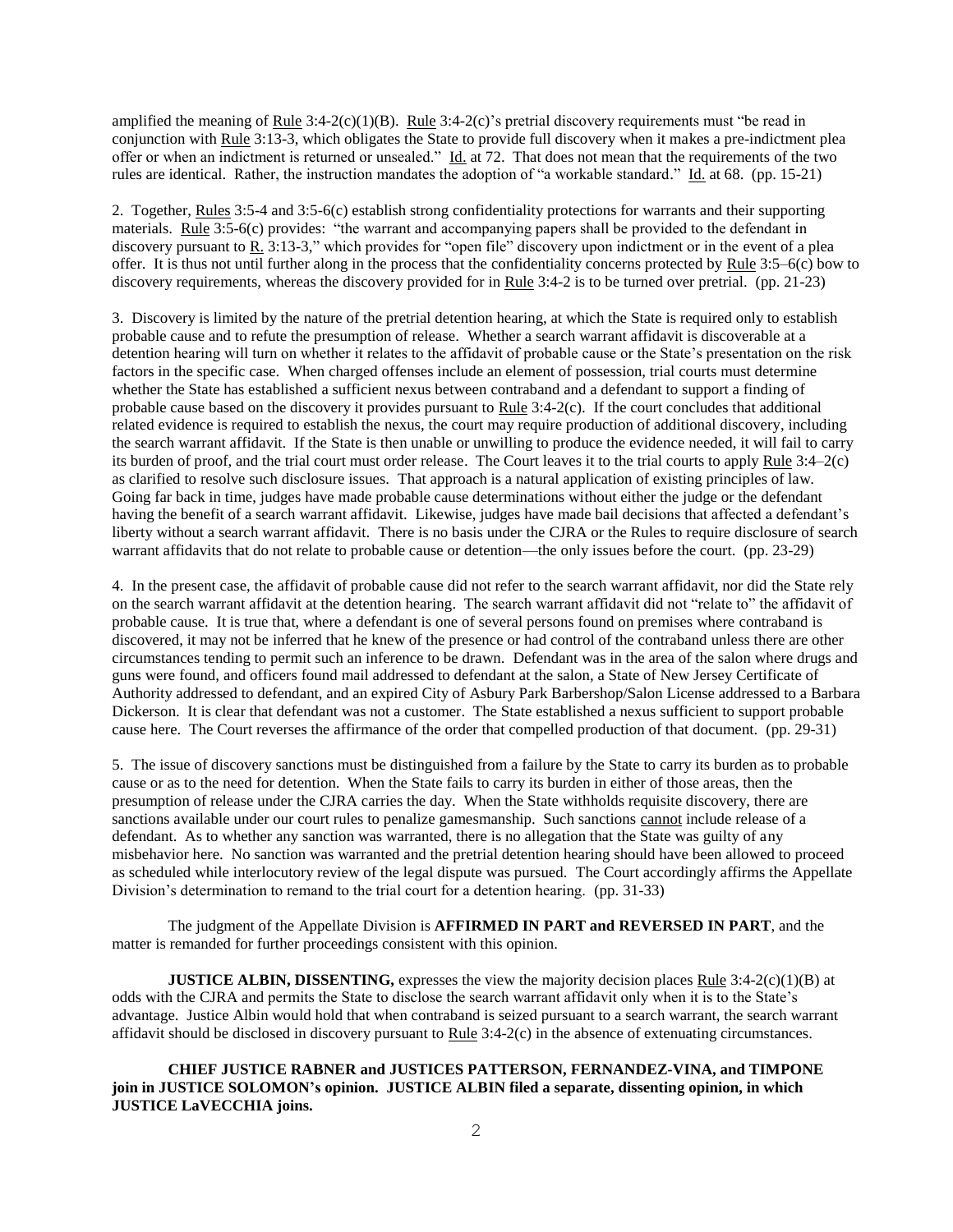amplified the meaning of Rule 3:4-2(c)(1)(B). Rule 3:4-2(c)'s pretrial discovery requirements must "be read in conjunction with Rule 3:13-3, which obligates the State to provide full discovery when it makes a pre-indictment plea offer or when an indictment is returned or unsealed." Id. at 72. That does not mean that the requirements of the two rules are identical. Rather, the instruction mandates the adoption of "a workable standard." Id. at 68. (pp. 15-21)

2. Together, Rules 3:5-4 and 3:5-6(c) establish strong confidentiality protections for warrants and their supporting materials. Rule 3:5-6(c) provides: "the warrant and accompanying papers shall be provided to the defendant in discovery pursuant to R. 3:13-3," which provides for "open file" discovery upon indictment or in the event of a plea offer. It is thus not until further along in the process that the confidentiality concerns protected by Rule 3:5–6(c) bow to discovery requirements, whereas the discovery provided for in Rule 3:4-2 is to be turned over pretrial. (pp. 21-23)

3. Discovery is limited by the nature of the pretrial detention hearing, at which the State is required only to establish probable cause and to refute the presumption of release. Whether a search warrant affidavit is discoverable at a detention hearing will turn on whether it relates to the affidavit of probable cause or the State's presentation on the risk factors in the specific case. When charged offenses include an element of possession, trial courts must determine whether the State has established a sufficient nexus between contraband and a defendant to support a finding of probable cause based on the discovery it provides pursuant to Rule 3:4-2(c). If the court concludes that additional related evidence is required to establish the nexus, the court may require production of additional discovery, including the search warrant affidavit. If the State is then unable or unwilling to produce the evidence needed, it will fail to carry its burden of proof, and the trial court must order release. The Court leaves it to the trial courts to apply Rule 3:4–2(c) as clarified to resolve such disclosure issues. That approach is a natural application of existing principles of law. Going far back in time, judges have made probable cause determinations without either the judge or the defendant having the benefit of a search warrant affidavit. Likewise, judges have made bail decisions that affected a defendant's liberty without a search warrant affidavit. There is no basis under the CJRA or the Rules to require disclosure of search warrant affidavits that do not relate to probable cause or detention—the only issues before the court. (pp. 23-29)

4. In the present case, the affidavit of probable cause did not refer to the search warrant affidavit, nor did the State rely on the search warrant affidavit at the detention hearing. The search warrant affidavit did not "relate to" the affidavit of probable cause. It is true that, where a defendant is one of several persons found on premises where contraband is discovered, it may not be inferred that he knew of the presence or had control of the contraband unless there are other circumstances tending to permit such an inference to be drawn. Defendant was in the area of the salon where drugs and guns were found, and officers found mail addressed to defendant at the salon, a State of New Jersey Certificate of Authority addressed to defendant, and an expired City of Asbury Park Barbershop/Salon License addressed to a Barbara Dickerson. It is clear that defendant was not a customer. The State established a nexus sufficient to support probable cause here. The Court reverses the affirmance of the order that compelled production of that document. (pp. 29-31)

5. The issue of discovery sanctions must be distinguished from a failure by the State to carry its burden as to probable cause or as to the need for detention. When the State fails to carry its burden in either of those areas, then the presumption of release under the CJRA carries the day. When the State withholds requisite discovery, there are sanctions available under our court rules to penalize gamesmanship. Such sanctions cannot include release of a defendant. As to whether any sanction was warranted, there is no allegation that the State was guilty of any misbehavior here. No sanction was warranted and the pretrial detention hearing should have been allowed to proceed as scheduled while interlocutory review of the legal dispute was pursued. The Court accordingly affirms the Appellate Division's determination to remand to the trial court for a detention hearing. (pp. 31-33)

The judgment of the Appellate Division is **AFFIRMED IN PART and REVERSED IN PART**, and the matter is remanded for further proceedings consistent with this opinion.

**JUSTICE ALBIN, DISSENTING,** expresses the view the majority decision places Rule 3:4-2(c)(1)(B) at odds with the CJRA and permits the State to disclose the search warrant affidavit only when it is to the State's advantage. Justice Albin would hold that when contraband is seized pursuant to a search warrant, the search warrant affidavit should be disclosed in discovery pursuant to Rule 3:4-2(c) in the absence of extenuating circumstances.

**CHIEF JUSTICE RABNER and JUSTICES PATTERSON, FERNANDEZ-VINA, and TIMPONE join in JUSTICE SOLOMON's opinion. JUSTICE ALBIN filed a separate, dissenting opinion, in which JUSTICE LaVECCHIA joins.**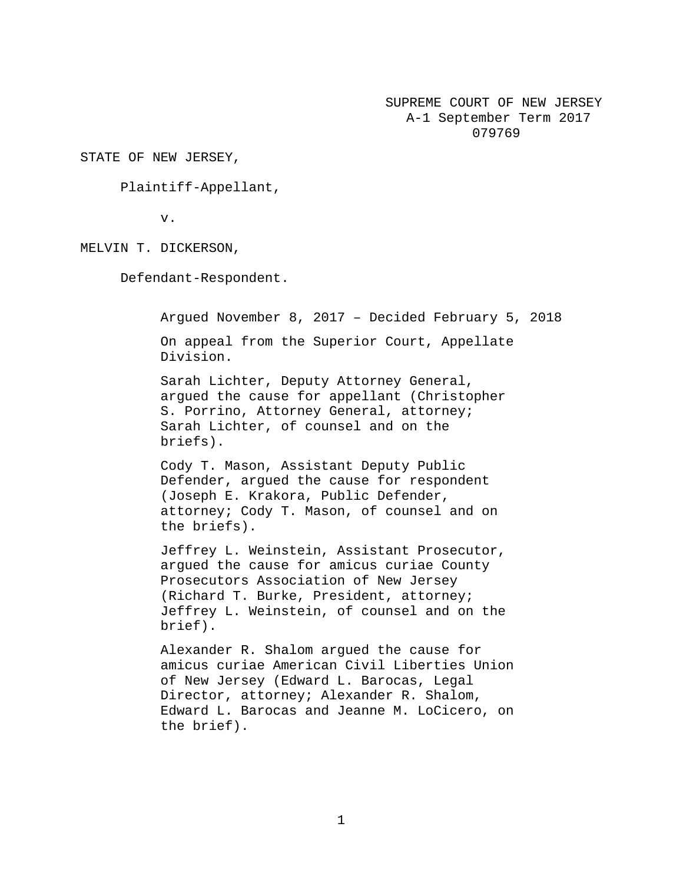SUPREME COURT OF NEW JERSEY
A-1 September Term 2017
079769

STATE OF NEW JERSEY,

Plaintiff-Appellant,

v.

MELVIN T. DICKERSON,

Defendant-Respondent.

Argued November 8, 2017 – Decided February 5, 2018

On appeal from the Superior Court, Appellate Division.

Sarah Lichter, Deputy Attorney General, argued the cause for appellant (Christopher S. Porrino, Attorney General, attorney; Sarah Lichter, of counsel and on the briefs).

Cody T. Mason, Assistant Deputy Public Defender, argued the cause for respondent (Joseph E. Krakora, Public Defender, attorney; Cody T. Mason, of counsel and on the briefs).

Jeffrey L. Weinstein, Assistant Prosecutor, argued the cause for amicus curiae County Prosecutors Association of New Jersey (Richard T. Burke, President, attorney; Jeffrey L. Weinstein, of counsel and on the brief).

Alexander R. Shalom argued the cause for amicus curiae American Civil Liberties Union of New Jersey (Edward L. Barocas, Legal Director, attorney; Alexander R. Shalom, Edward L. Barocas and Jeanne M. LoCicero, on the brief).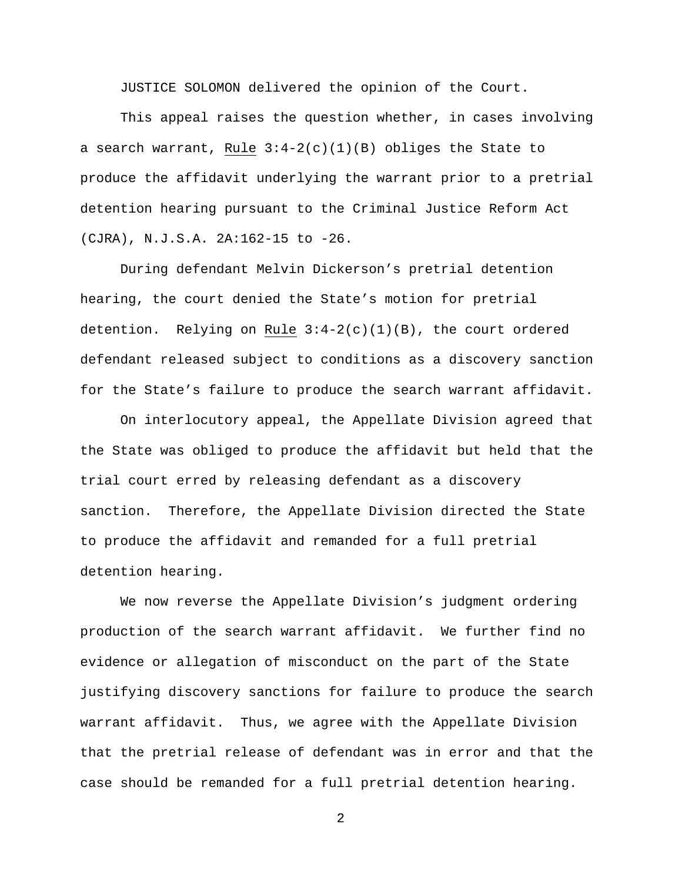JUSTICE SOLOMON delivered the opinion of the Court.

This appeal raises the question whether, in cases involving a search warrant, Rule 3:4-2(c)(1)(B) obliges the State to produce the affidavit underlying the warrant prior to a pretrial detention hearing pursuant to the Criminal Justice Reform Act (CJRA), N.J.S.A. 2A:162-15 to -26.

During defendant Melvin Dickerson's pretrial detention hearing, the court denied the State's motion for pretrial detention. Relying on Rule 3:4-2(c)(1)(B), the court ordered defendant released subject to conditions as a discovery sanction for the State's failure to produce the search warrant affidavit.

On interlocutory appeal, the Appellate Division agreed that the State was obliged to produce the affidavit but held that the trial court erred by releasing defendant as a discovery sanction. Therefore, the Appellate Division directed the State to produce the affidavit and remanded for a full pretrial detention hearing.

We now reverse the Appellate Division's judgment ordering production of the search warrant affidavit. We further find no evidence or allegation of misconduct on the part of the State justifying discovery sanctions for failure to produce the search warrant affidavit. Thus, we agree with the Appellate Division that the pretrial release of defendant was in error and that the case should be remanded for a full pretrial detention hearing.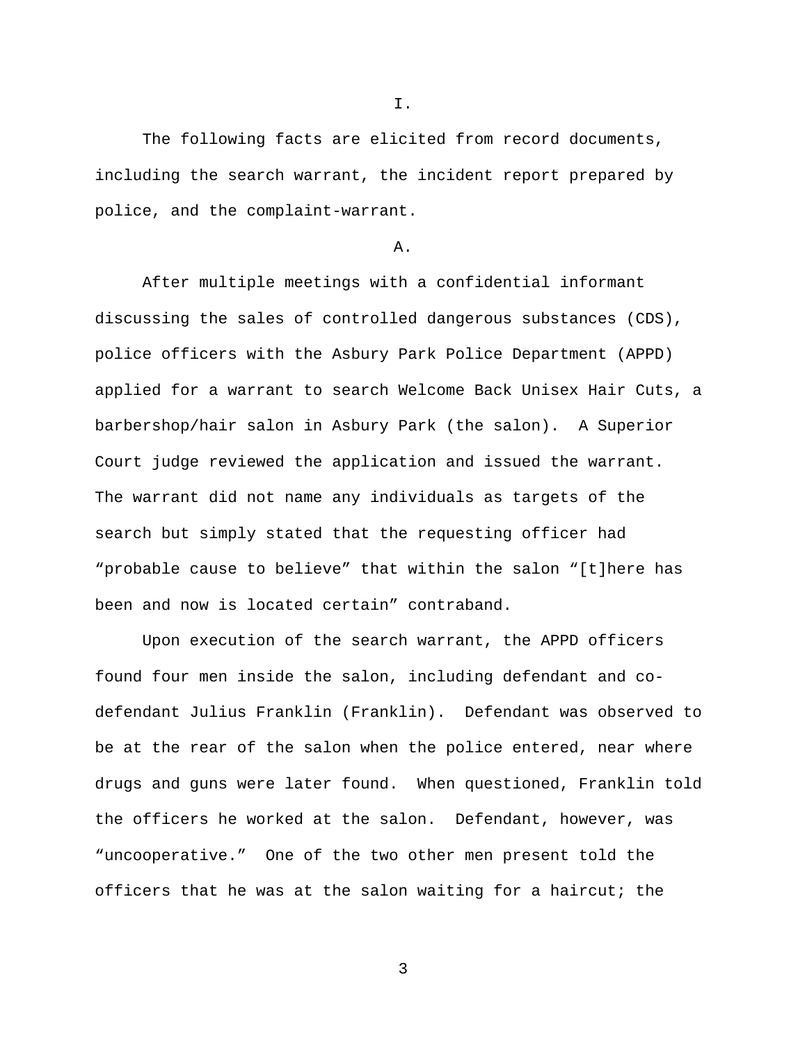I.

The following facts are elicited from record documents, including the search warrant, the incident report prepared by police, and the complaint-warrant.

A.

After multiple meetings with a confidential informant discussing the sales of controlled dangerous substances (CDS), police officers with the Asbury Park Police Department (APPD) applied for a warrant to search Welcome Back Unisex Hair Cuts, a barbershop/hair salon in Asbury Park (the salon). A Superior Court judge reviewed the application and issued the warrant. The warrant did not name any individuals as targets of the search but simply stated that the requesting officer had "probable cause to believe" that within the salon "[t]here has been and now is located certain" contraband.

Upon execution of the search warrant, the APPD officers found four men inside the salon, including defendant and co-defendant Julius Franklin (Franklin). Defendant was observed to be at the rear of the salon when the police entered, near where drugs and guns were later found. When questioned, Franklin told the officers he worked at the salon. Defendant, however, was "uncooperative." One of the two other men present told the officers that he was at the salon waiting for a haircut; the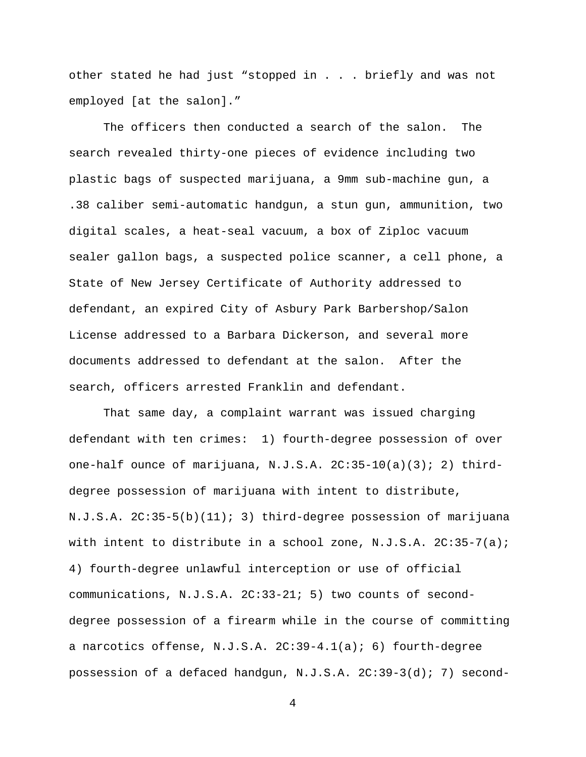other stated he had just “stopped in . . . briefly and was not employed [at the salon].”

The officers then conducted a search of the salon. The search revealed thirty-one pieces of evidence including two plastic bags of suspected marijuana, a 9mm sub-machine gun, a .38 caliber semi-automatic handgun, a stun gun, ammunition, two digital scales, a heat-seal vacuum, a box of Ziploc vacuum sealer gallon bags, a suspected police scanner, a cell phone, a State of New Jersey Certificate of Authority addressed to defendant, an expired City of Asbury Park Barbershop/Salon License addressed to a Barbara Dickerson, and several more documents addressed to defendant at the salon. After the search, officers arrested Franklin and defendant.

That same day, a complaint warrant was issued charging defendant with ten crimes: 1) fourth-degree possession of over one-half ounce of marijuana, N.J.S.A. 2C:35-10(a)(3); 2) third-degree possession of marijuana with intent to distribute, N.J.S.A. 2C:35-5(b)(11); 3) third-degree possession of marijuana with intent to distribute in a school zone, N.J.S.A. 2C:35-7(a); 4) fourth-degree unlawful interception or use of official communications, N.J.S.A. 2C:33-21; 5) two counts of second-degree possession of a firearm while in the course of committing a narcotics offense, N.J.S.A. 2C:39-4.1(a); 6) fourth-degree possession of a defaced handgun, N.J.S.A. 2C:39-3(d); 7) second-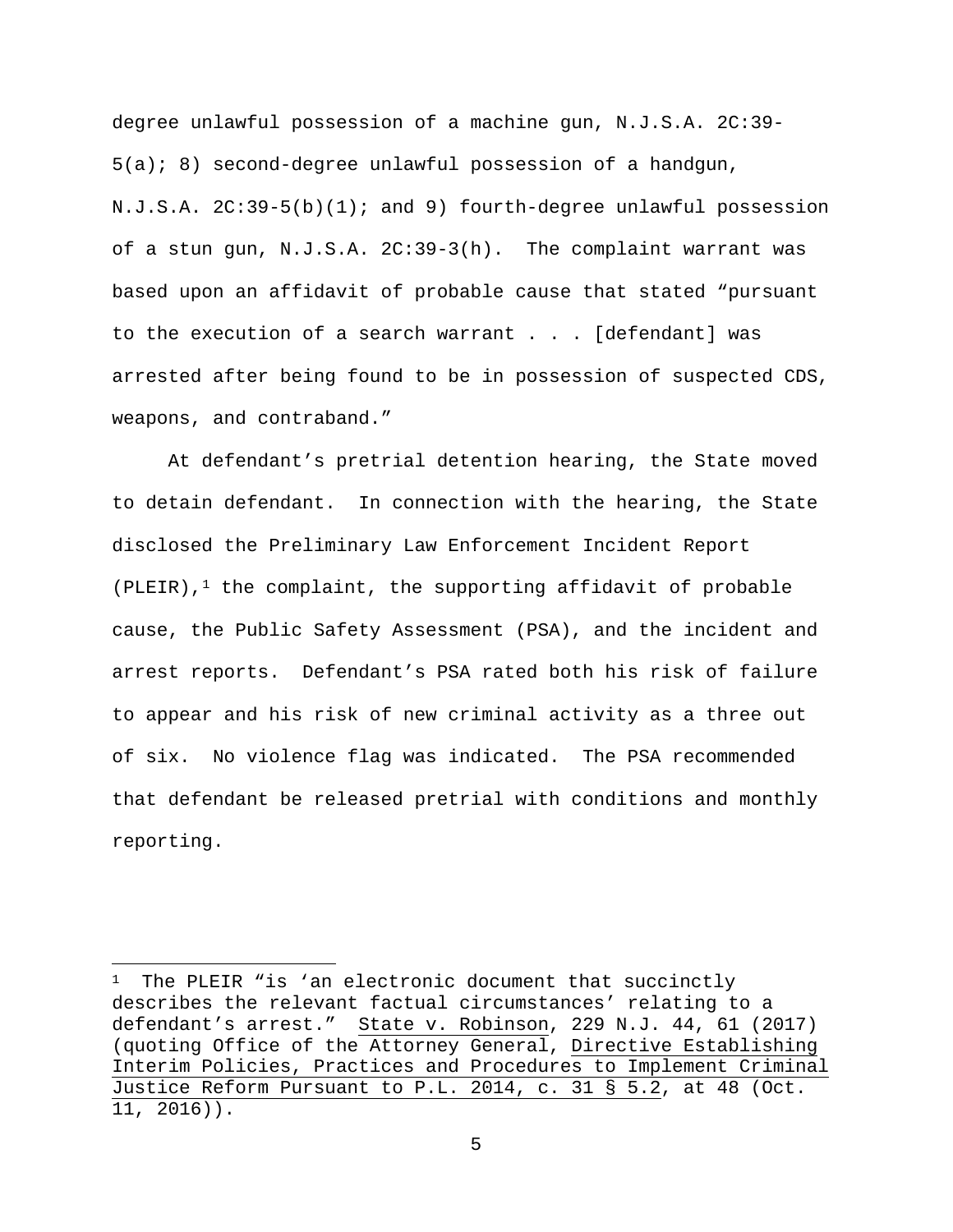degree unlawful possession of a machine gun, N.J.S.A. 2C:39-5(a); 8) second-degree unlawful possession of a handgun, N.J.S.A. 2C:39-5(b)(1); and 9) fourth-degree unlawful possession of a stun gun, N.J.S.A. 2C:39-3(h). The complaint warrant was based upon an affidavit of probable cause that stated "pursuant to the execution of a search warrant . . . [defendant] was arrested after being found to be in possession of suspected CDS, weapons, and contraband."

At defendant's pretrial detention hearing, the State moved to detain defendant. In connection with the hearing, the State disclosed the Preliminary Law Enforcement Incident Report (PLEIR),[1] the complaint, the supporting affidavit of probable cause, the Public Safety Assessment (PSA), and the incident and arrest reports. Defendant's PSA rated both his risk of failure to appear and his risk of new criminal activity as a three out of six. No violence flag was indicated. The PSA recommended that defendant be released pretrial with conditions and monthly reporting.

---

[1] The PLEIR "is 'an electronic document that succinctly describes the relevant factual circumstances' relating to a defendant's arrest." State v. Robinson, 229 N.J. 44, 61 (2017) (quoting Office of the Attorney General, Directive Establishing Interim Policies, Practices and Procedures to Implement Criminal Justice Reform Pursuant to P.L. 2014, c. 31 § 5.2, at 48 (Oct. 11, 2016)).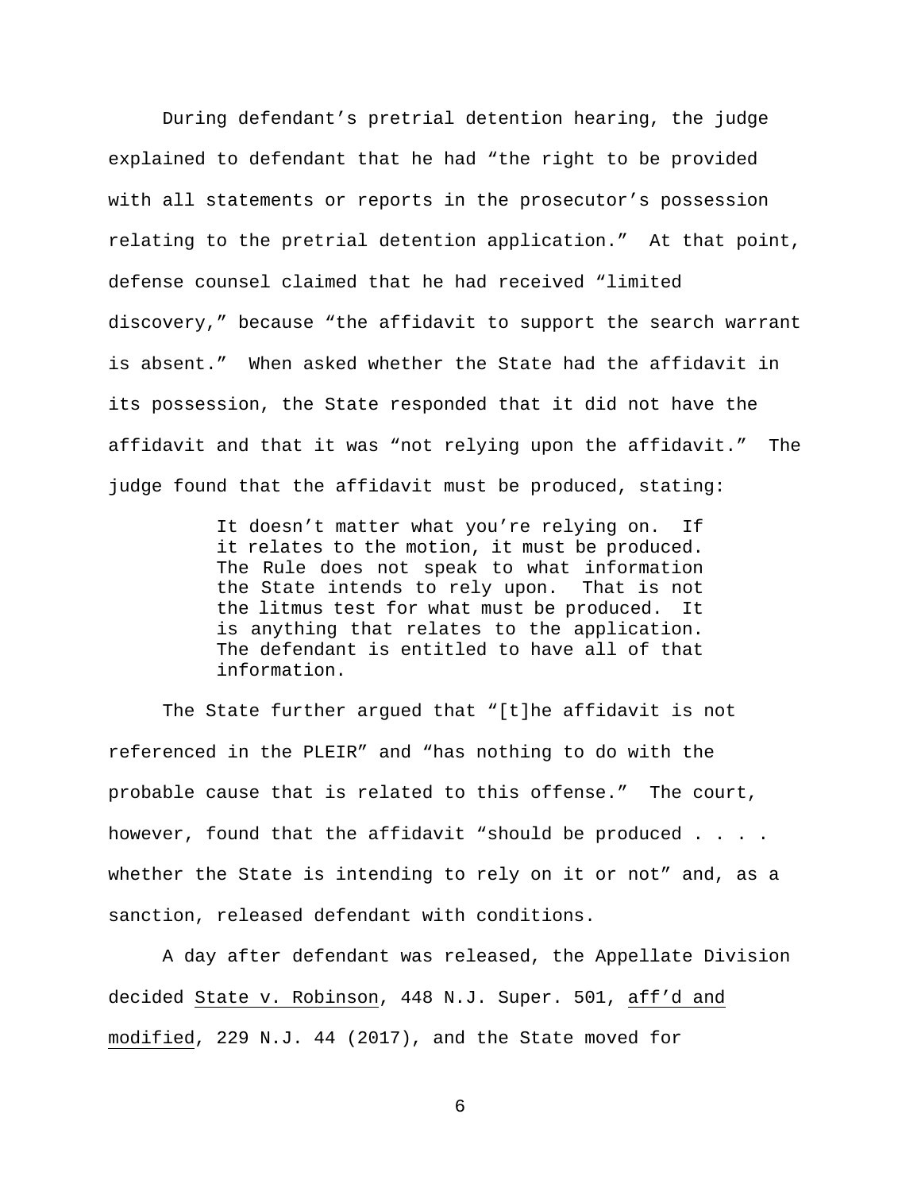During defendant's pretrial detention hearing, the judge explained to defendant that he had "the right to be provided with all statements or reports in the prosecutor's possession relating to the pretrial detention application." At that point, defense counsel claimed that he had received "limited discovery," because "the affidavit to support the search warrant is absent." When asked whether the State had the affidavit in its possession, the State responded that it did not have the affidavit and that it was "not relying upon the affidavit." The judge found that the affidavit must be produced, stating:

> It doesn't matter what you're relying on. If it relates to the motion, it must be produced. The Rule does not speak to what information the State intends to rely upon. That is not the litmus test for what must be produced. It is anything that relates to the application. The defendant is entitled to have all of that information.

The State further argued that "[t]he affidavit is not referenced in the PLEIR" and "has nothing to do with the probable cause that is related to this offense." The court, however, found that the affidavit "should be produced . . . . whether the State is intending to rely on it or not" and, as a sanction, released defendant with conditions.

A day after defendant was released, the Appellate Division decided State v. Robinson, 448 N.J. Super. 501, aff'd and modified, 229 N.J. 44 (2017), and the State moved for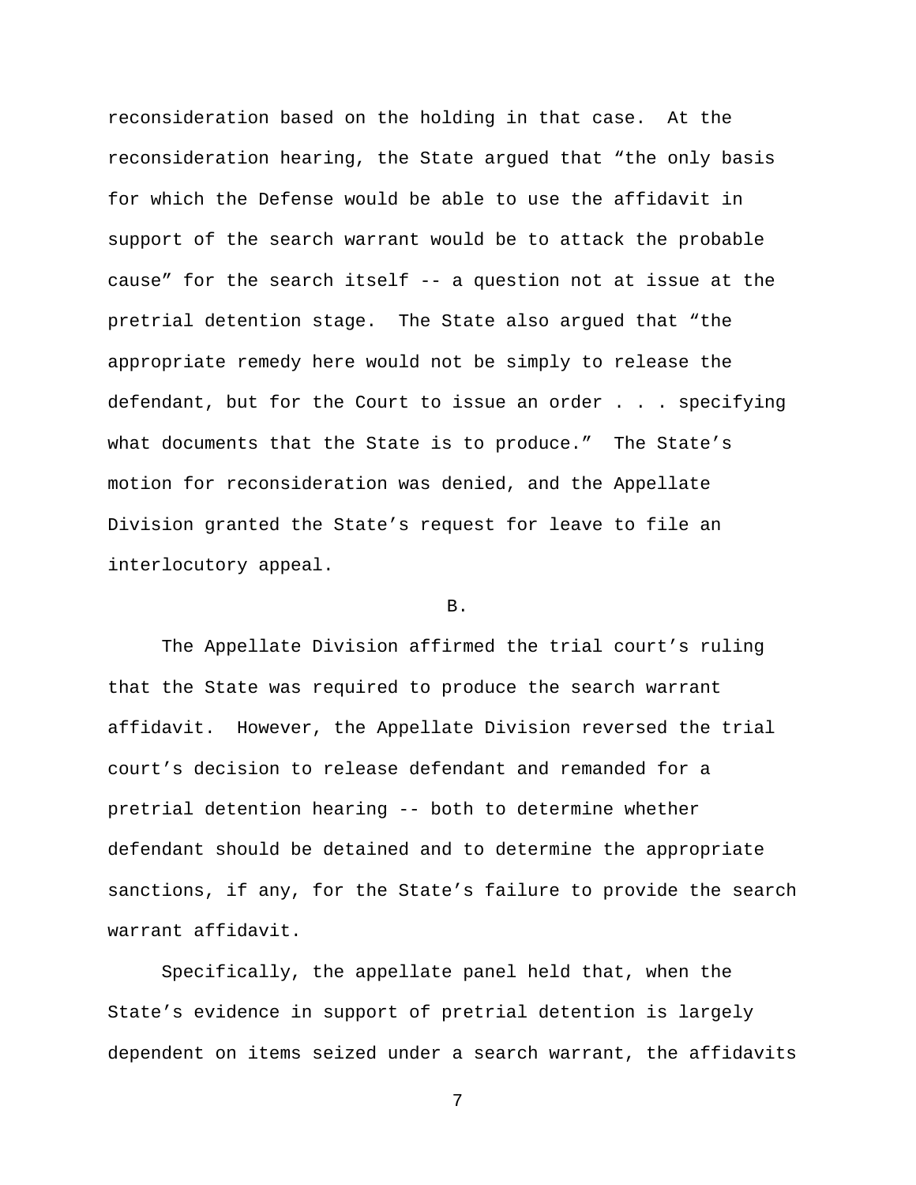reconsideration based on the holding in that case. At the reconsideration hearing, the State argued that “the only basis for which the Defense would be able to use the affidavit in support of the search warrant would be to attack the probable cause” for the search itself -- a question not at issue at the pretrial detention stage. The State also argued that “the appropriate remedy here would not be simply to release the defendant, but for the Court to issue an order . . . specifying what documents that the State is to produce.” The State’s motion for reconsideration was denied, and the Appellate Division granted the State’s request for leave to file an interlocutory appeal.

B.

The Appellate Division affirmed the trial court’s ruling that the State was required to produce the search warrant affidavit. However, the Appellate Division reversed the trial court’s decision to release defendant and remanded for a pretrial detention hearing -- both to determine whether defendant should be detained and to determine the appropriate sanctions, if any, for the State’s failure to provide the search warrant affidavit.

Specifically, the appellate panel held that, when the State’s evidence in support of pretrial detention is largely dependent on items seized under a search warrant, the affidavits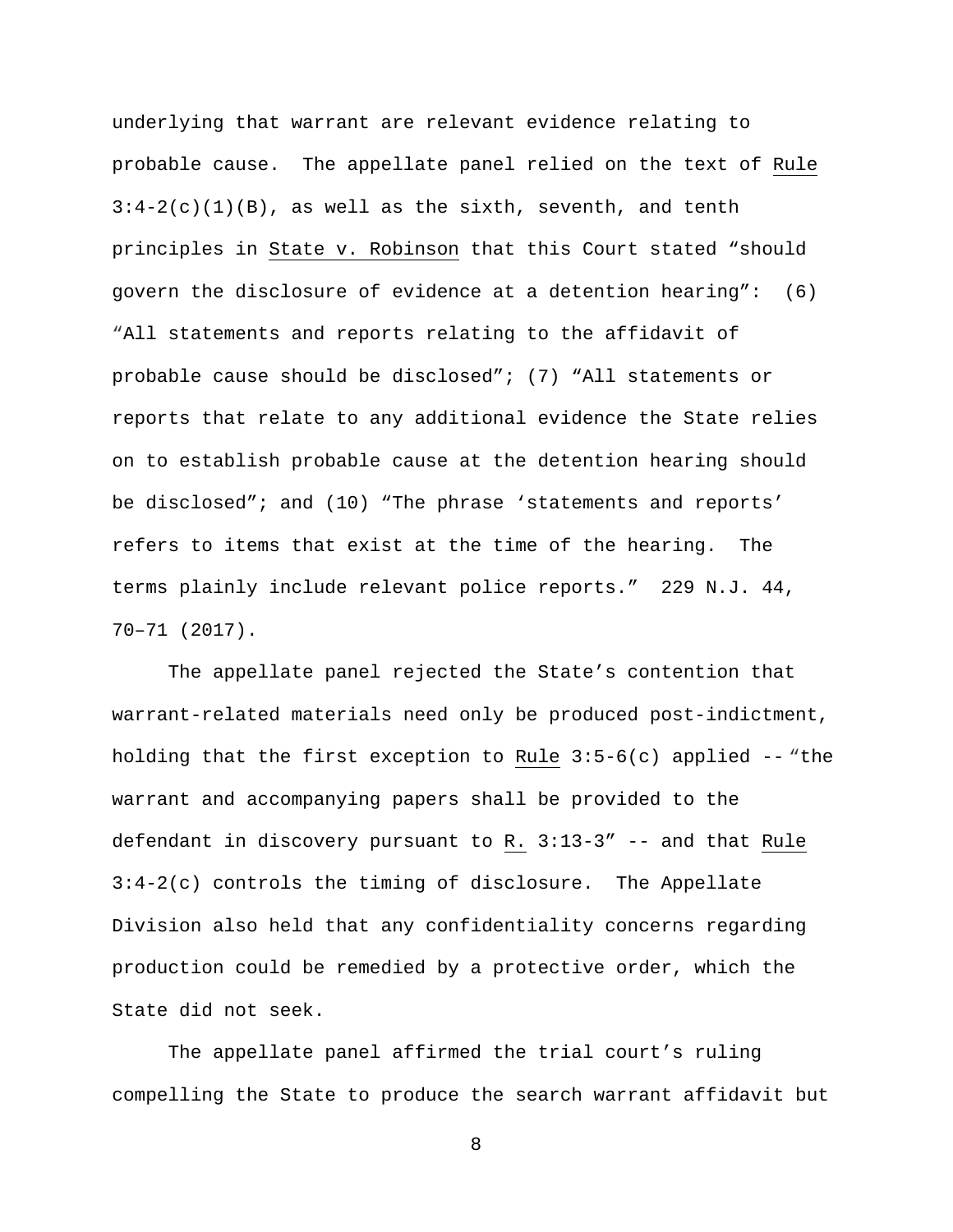underlying that warrant are relevant evidence relating to probable cause. The appellate panel relied on the text of Rule 3:4-2(c)(1)(B), as well as the sixth, seventh, and tenth principles in State v. Robinson that this Court stated "should govern the disclosure of evidence at a detention hearing": (6) "All statements and reports relating to the affidavit of probable cause should be disclosed"; (7) "All statements or reports that relate to any additional evidence the State relies on to establish probable cause at the detention hearing should be disclosed"; and (10) "The phrase 'statements and reports' refers to items that exist at the time of the hearing. The terms plainly include relevant police reports." 229 N.J. 44, 70–71 (2017).

The appellate panel rejected the State's contention that warrant-related materials need only be produced post-indictment, holding that the first exception to Rule 3:5-6(c) applied -- "the warrant and accompanying papers shall be provided to the defendant in discovery pursuant to R. 3:13-3" -- and that Rule 3:4-2(c) controls the timing of disclosure. The Appellate Division also held that any confidentiality concerns regarding production could be remedied by a protective order, which the State did not seek.

The appellate panel affirmed the trial court's ruling compelling the State to produce the search warrant affidavit but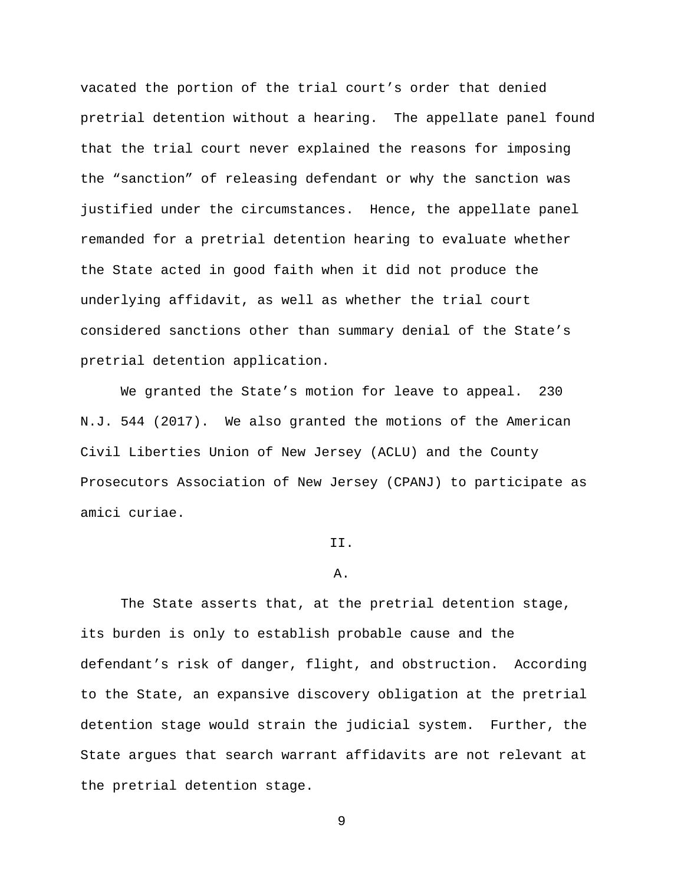vacated the portion of the trial court's order that denied pretrial detention without a hearing. The appellate panel found that the trial court never explained the reasons for imposing the "sanction" of releasing defendant or why the sanction was justified under the circumstances. Hence, the appellate panel remanded for a pretrial detention hearing to evaluate whether the State acted in good faith when it did not produce the underlying affidavit, as well as whether the trial court considered sanctions other than summary denial of the State's pretrial detention application.

We granted the State's motion for leave to appeal. 230 N.J. 544 (2017). We also granted the motions of the American Civil Liberties Union of New Jersey (ACLU) and the County Prosecutors Association of New Jersey (CPANJ) to participate as amici curiae.

## II.

### A.

The State asserts that, at the pretrial detention stage, its burden is only to establish probable cause and the defendant's risk of danger, flight, and obstruction. According to the State, an expansive discovery obligation at the pretrial detention stage would strain the judicial system. Further, the State argues that search warrant affidavits are not relevant at the pretrial detention stage.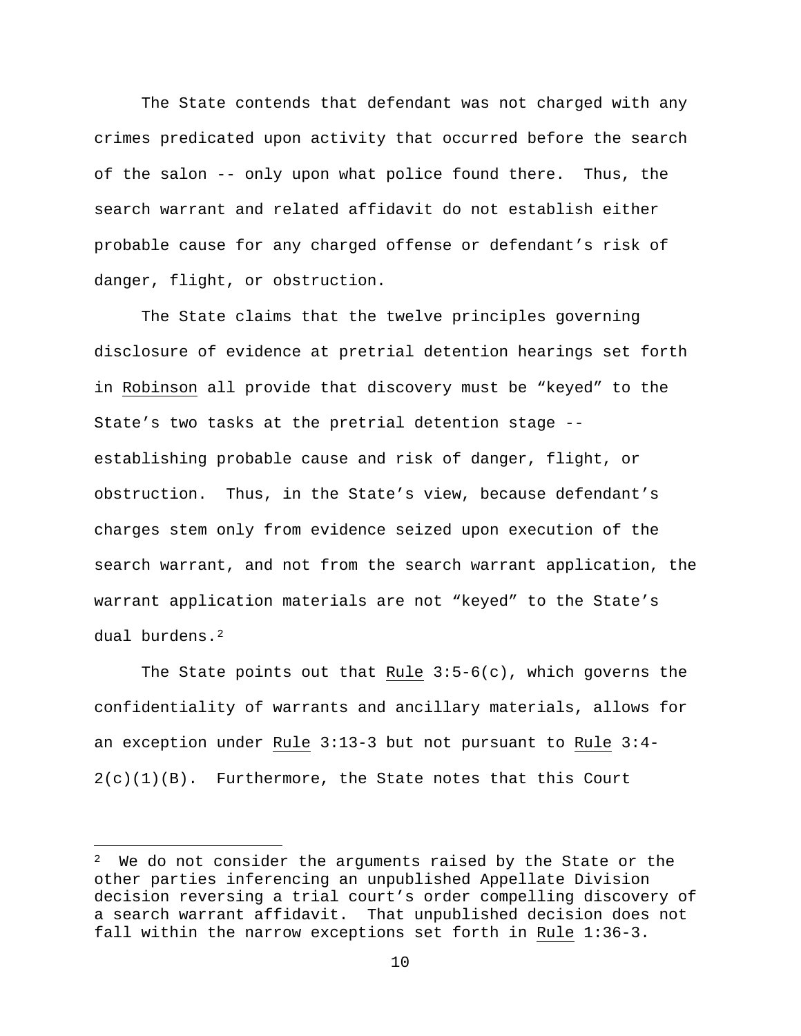The State contends that defendant was not charged with any crimes predicated upon activity that occurred before the search of the salon -- only upon what police found there. Thus, the search warrant and related affidavit do not establish either probable cause for any charged offense or defendant's risk of danger, flight, or obstruction.

The State claims that the twelve principles governing disclosure of evidence at pretrial detention hearings set forth in Robinson all provide that discovery must be "keyed" to the State's two tasks at the pretrial detention stage -- establishing probable cause and risk of danger, flight, or obstruction. Thus, in the State's view, because defendant's charges stem only from evidence seized upon execution of the search warrant, and not from the search warrant application, the warrant application materials are not "keyed" to the State's dual burdens.[2]

The State points out that Rule 3:5-6(c), which governs the confidentiality of warrants and ancillary materials, allows for an exception under Rule 3:13-3 but not pursuant to Rule 3:4-2(c)(1)(B). Furthermore, the State notes that this Court

[2] We do not consider the arguments raised by the State or the other parties inferencing an unpublished Appellate Division decision reversing a trial court's order compelling discovery of a search warrant affidavit. That unpublished decision does not fall within the narrow exceptions set forth in Rule 1:36-3.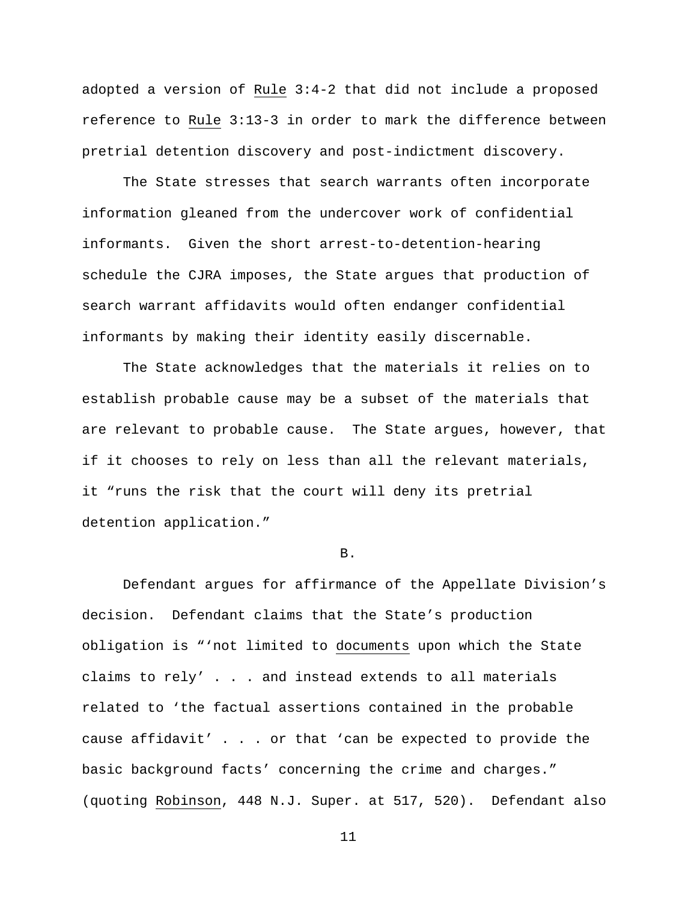adopted a version of Rule 3:4-2 that did not include a proposed reference to Rule 3:13-3 in order to mark the difference between pretrial detention discovery and post-indictment discovery.

The State stresses that search warrants often incorporate information gleaned from the undercover work of confidential informants. Given the short arrest-to-detention-hearing schedule the CJRA imposes, the State argues that production of search warrant affidavits would often endanger confidential informants by making their identity easily discernable.

The State acknowledges that the materials it relies on to establish probable cause may be a subset of the materials that are relevant to probable cause. The State argues, however, that if it chooses to rely on less than all the relevant materials, it "runs the risk that the court will deny its pretrial detention application."

B.

Defendant argues for affirmance of the Appellate Division's decision. Defendant claims that the State's production obligation is "'not limited to documents upon which the State claims to rely' . . . and instead extends to all materials related to 'the factual assertions contained in the probable cause affidavit' . . . or that 'can be expected to provide the basic background facts' concerning the crime and charges." (quoting Robinson, 448 N.J. Super. at 517, 520). Defendant also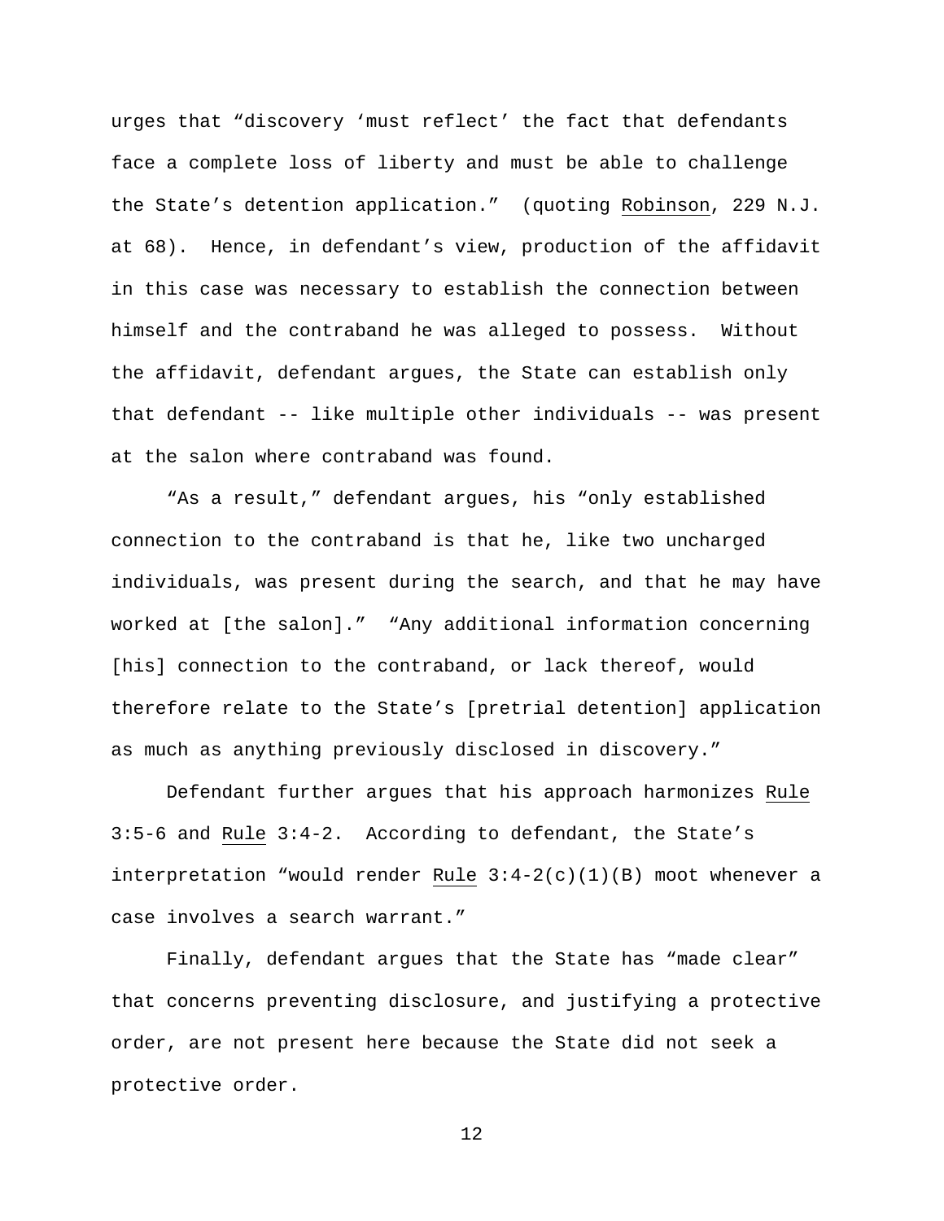urges that "discovery 'must reflect' the fact that defendants face a complete loss of liberty and must be able to challenge the State's detention application." (quoting Robinson, 229 N.J. at 68). Hence, in defendant's view, production of the affidavit in this case was necessary to establish the connection between himself and the contraband he was alleged to possess. Without the affidavit, defendant argues, the State can establish only that defendant -- like multiple other individuals -- was present at the salon where contraband was found.

"As a result," defendant argues, his "only established connection to the contraband is that he, like two uncharged individuals, was present during the search, and that he may have worked at [the salon]." "Any additional information concerning [his] connection to the contraband, or lack thereof, would therefore relate to the State's [pretrial detention] application as much as anything previously disclosed in discovery."

Defendant further argues that his approach harmonizes Rule 3:5-6 and Rule 3:4-2. According to defendant, the State's interpretation "would render Rule 3:4-2(c)(1)(B) moot whenever a case involves a search warrant."

Finally, defendant argues that the State has "made clear" that concerns preventing disclosure, and justifying a protective order, are not present here because the State did not seek a protective order.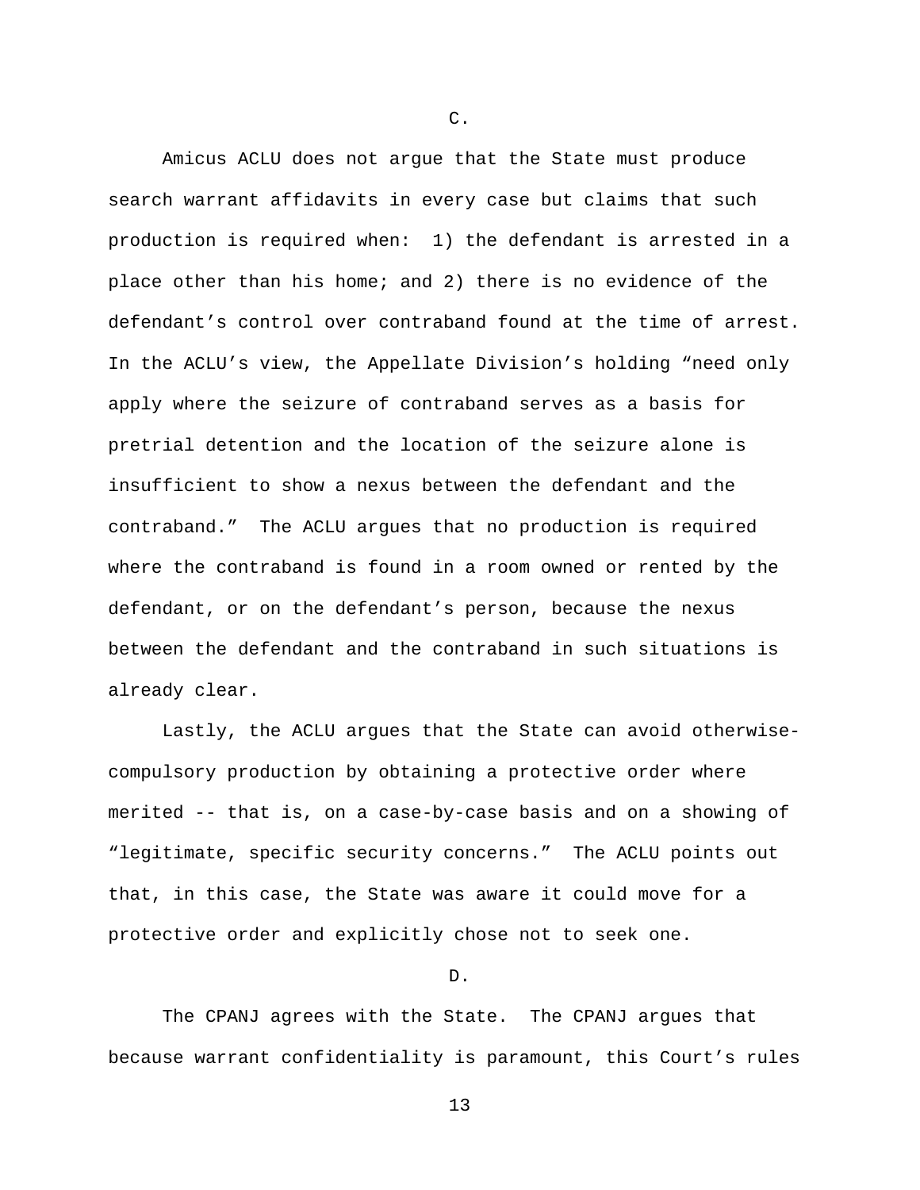C.

Amicus ACLU does not argue that the State must produce search warrant affidavits in every case but claims that such production is required when: 1) the defendant is arrested in a place other than his home; and 2) there is no evidence of the defendant's control over contraband found at the time of arrest. In the ACLU's view, the Appellate Division's holding "need only apply where the seizure of contraband serves as a basis for pretrial detention and the location of the seizure alone is insufficient to show a nexus between the defendant and the contraband." The ACLU argues that no production is required where the contraband is found in a room owned or rented by the defendant, or on the defendant's person, because the nexus between the defendant and the contraband in such situations is already clear.

Lastly, the ACLU argues that the State can avoid otherwise-compulsory production by obtaining a protective order where merited -- that is, on a case-by-case basis and on a showing of "legitimate, specific security concerns." The ACLU points out that, in this case, the State was aware it could move for a protective order and explicitly chose not to seek one.

D.

The CPANJ agrees with the State. The CPANJ argues that because warrant confidentiality is paramount, this Court's rules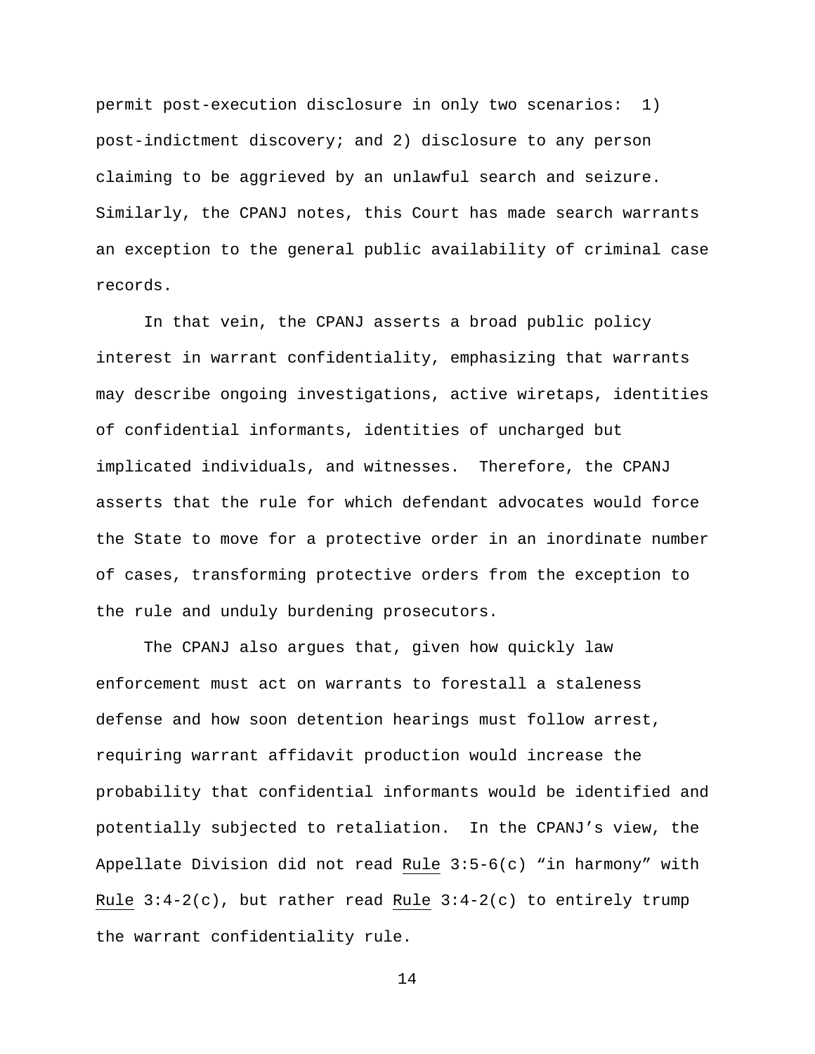permit post-execution disclosure in only two scenarios: 1) post-indictment discovery; and 2) disclosure to any person claiming to be aggrieved by an unlawful search and seizure. Similarly, the CPANJ notes, this Court has made search warrants an exception to the general public availability of criminal case records.

In that vein, the CPANJ asserts a broad public policy interest in warrant confidentiality, emphasizing that warrants may describe ongoing investigations, active wiretaps, identities of confidential informants, identities of uncharged but implicated individuals, and witnesses. Therefore, the CPANJ asserts that the rule for which defendant advocates would force the State to move for a protective order in an inordinate number of cases, transforming protective orders from the exception to the rule and unduly burdening prosecutors.

The CPANJ also argues that, given how quickly law enforcement must act on warrants to forestall a staleness defense and how soon detention hearings must follow arrest, requiring warrant affidavit production would increase the probability that confidential informants would be identified and potentially subjected to retaliation. In the CPANJ's view, the Appellate Division did not read Rule 3:5-6(c) "in harmony" with Rule 3:4-2(c), but rather read Rule 3:4-2(c) to entirely trump the warrant confidentiality rule.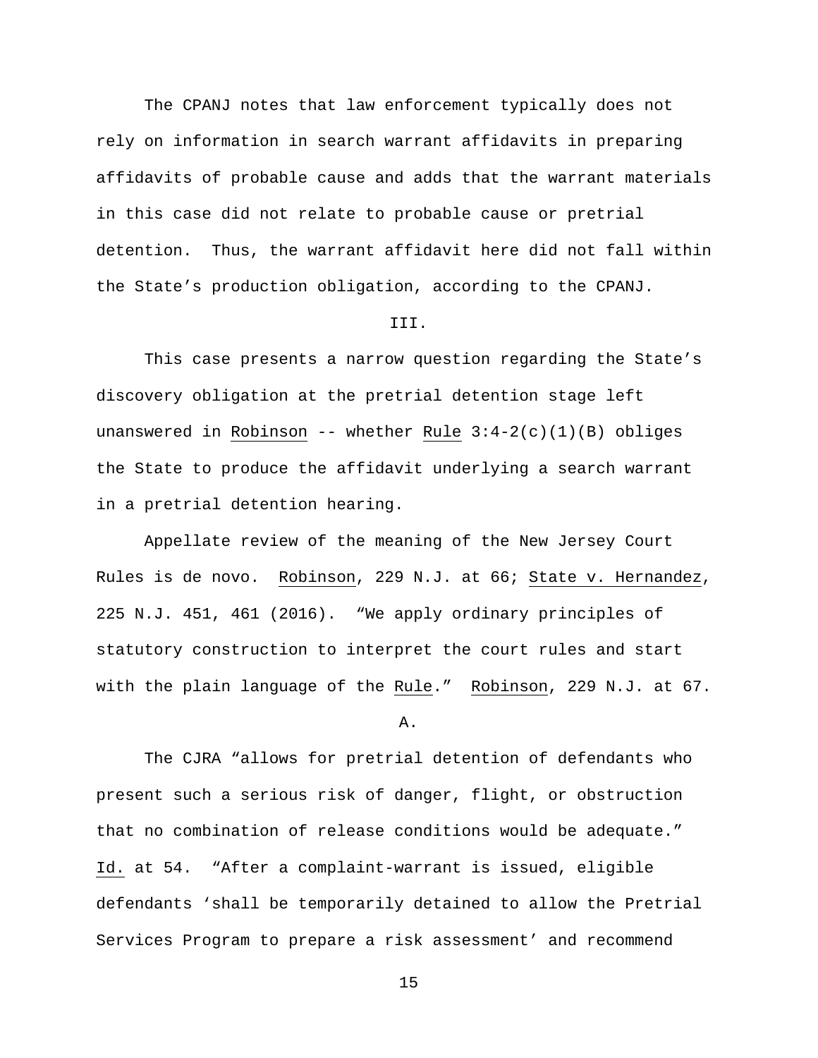The CPANJ notes that law enforcement typically does not rely on information in search warrant affidavits in preparing affidavits of probable cause and adds that the warrant materials in this case did not relate to probable cause or pretrial detention. Thus, the warrant affidavit here did not fall within the State's production obligation, according to the CPANJ.

## III.

This case presents a narrow question regarding the State's discovery obligation at the pretrial detention stage left unanswered in Robinson -- whether Rule 3:4-2(c)(1)(B) obliges the State to produce the affidavit underlying a search warrant in a pretrial detention hearing.

Appellate review of the meaning of the New Jersey Court Rules is de novo. Robinson, 229 N.J. at 66; State v. Hernandez, 225 N.J. 451, 461 (2016). "We apply ordinary principles of statutory construction to interpret the court rules and start with the plain language of the Rule." Robinson, 229 N.J. at 67.

### A.

The CJRA "allows for pretrial detention of defendants who present such a serious risk of danger, flight, or obstruction that no combination of release conditions would be adequate." Id. at 54. "After a complaint-warrant is issued, eligible defendants 'shall be temporarily detained to allow the Pretrial Services Program to prepare a risk assessment' and recommend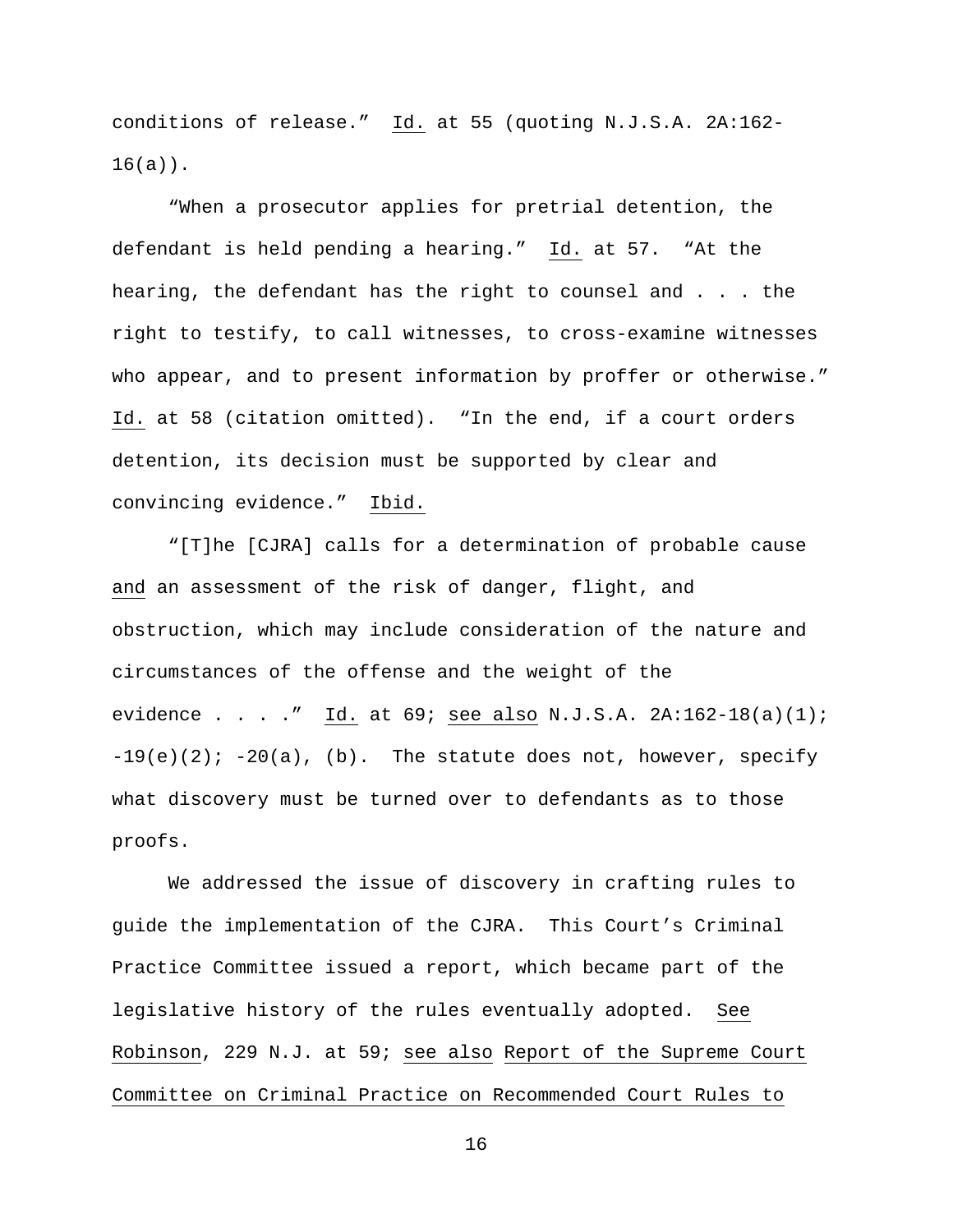conditions of release." Id. at 55 (quoting N.J.S.A. 2A:162-16(a)).

"When a prosecutor applies for pretrial detention, the defendant is held pending a hearing." Id. at 57. "At the hearing, the defendant has the right to counsel and . . . the right to testify, to call witnesses, to cross-examine witnesses who appear, and to present information by proffer or otherwise." Id. at 58 (citation omitted). "In the end, if a court orders detention, its decision must be supported by clear and convincing evidence." Ibid.

"[T]he [CJRA] calls for a determination of probable cause and an assessment of the risk of danger, flight, and obstruction, which may include consideration of the nature and circumstances of the offense and the weight of the evidence . . . ." Id. at 69; see also N.J.S.A. 2A:162-18(a)(1); -19(e)(2); -20(a), (b). The statute does not, however, specify what discovery must be turned over to defendants as to those proofs.

We addressed the issue of discovery in crafting rules to guide the implementation of the CJRA. This Court's Criminal Practice Committee issued a report, which became part of the legislative history of the rules eventually adopted. See Robinson, 229 N.J. at 59; see also Report of the Supreme Court Committee on Criminal Practice on Recommended Court Rules to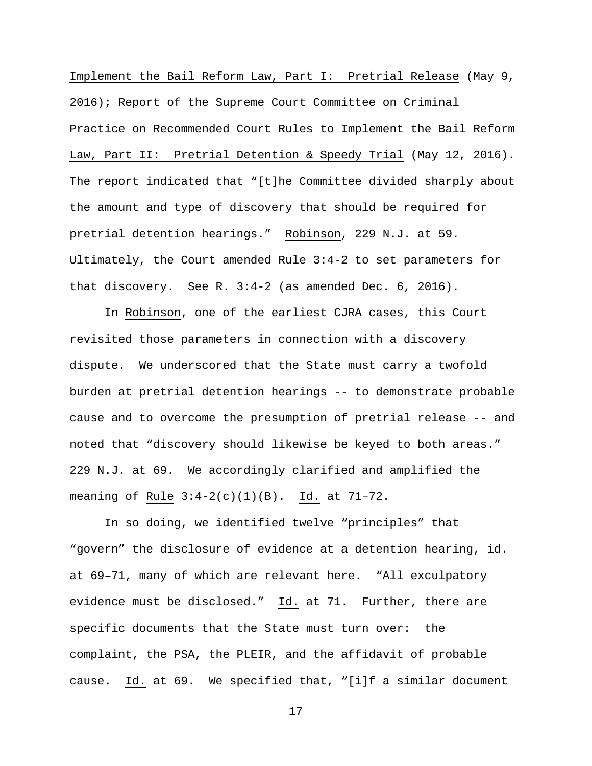Implement the Bail Reform Law, Part I: Pretrial Release (May 9, 2016); Report of the Supreme Court Committee on Criminal Practice on Recommended Court Rules to Implement the Bail Reform Law, Part II: Pretrial Detention & Speedy Trial (May 12, 2016). The report indicated that "[t]he Committee divided sharply about the amount and type of discovery that should be required for pretrial detention hearings." Robinson, 229 N.J. at 59. Ultimately, the Court amended Rule 3:4-2 to set parameters for that discovery. See R. 3:4-2 (as amended Dec. 6, 2016).

In Robinson, one of the earliest CJRA cases, this Court revisited those parameters in connection with a discovery dispute. We underscored that the State must carry a twofold burden at pretrial detention hearings -- to demonstrate probable cause and to overcome the presumption of pretrial release -- and noted that "discovery should likewise be keyed to both areas." 229 N.J. at 69. We accordingly clarified and amplified the meaning of Rule 3:4-2(c)(1)(B). Id. at 71–72.

In so doing, we identified twelve "principles" that "govern" the disclosure of evidence at a detention hearing, id. at 69–71, many of which are relevant here. "All exculpatory evidence must be disclosed." Id. at 71. Further, there are specific documents that the State must turn over: the complaint, the PSA, the PLEIR, and the affidavit of probable cause. Id. at 69. We specified that, "[i]f a similar document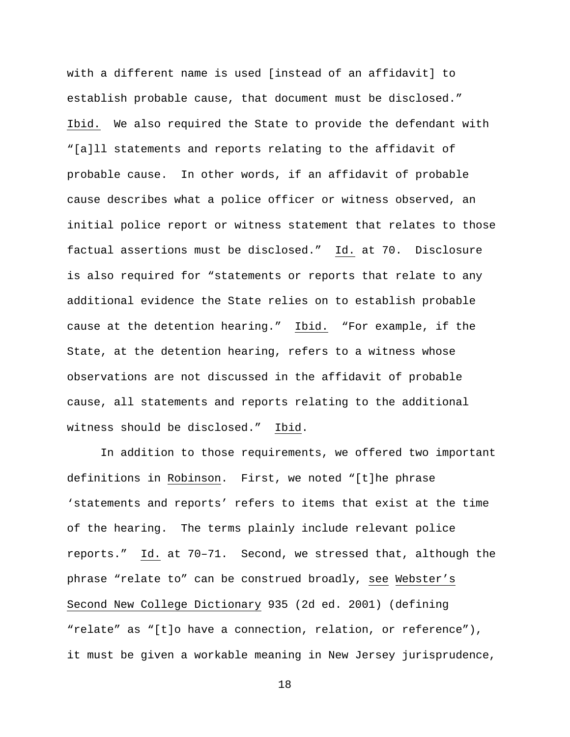with a different name is used [instead of an affidavit] to establish probable cause, that document must be disclosed." Ibid. We also required the State to provide the defendant with "[a]ll statements and reports relating to the affidavit of probable cause. In other words, if an affidavit of probable cause describes what a police officer or witness observed, an initial police report or witness statement that relates to those factual assertions must be disclosed." Id. at 70. Disclosure is also required for "statements or reports that relate to any additional evidence the State relies on to establish probable cause at the detention hearing." Ibid. "For example, if the State, at the detention hearing, refers to a witness whose observations are not discussed in the affidavit of probable cause, all statements and reports relating to the additional witness should be disclosed." Ibid.

In addition to those requirements, we offered two important definitions in Robinson. First, we noted "[t]he phrase 'statements and reports' refers to items that exist at the time of the hearing. The terms plainly include relevant police reports." Id. at 70–71. Second, we stressed that, although the phrase "relate to" can be construed broadly, see Webster's Second New College Dictionary 935 (2d ed. 2001) (defining "relate" as "[t]o have a connection, relation, or reference"), it must be given a workable meaning in New Jersey jurisprudence,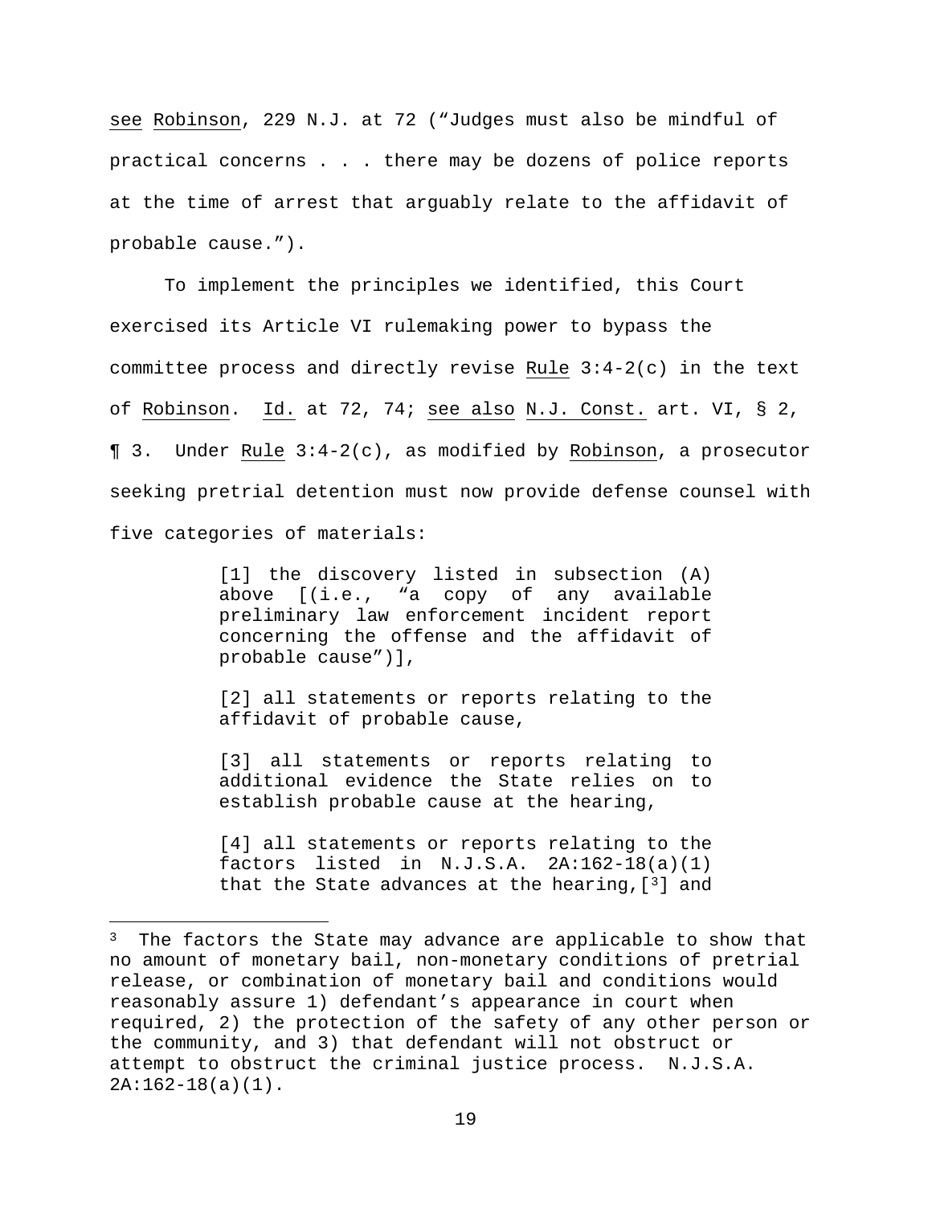see Robinson, 229 N.J. at 72 ("Judges must also be mindful of practical concerns . . . there may be dozens of police reports at the time of arrest that arguably relate to the affidavit of probable cause.").

To implement the principles we identified, this Court exercised its Article VI rulemaking power to bypass the committee process and directly revise Rule 3:4-2(c) in the text of Robinson. Id. at 72, 74; see also N.J. Const. art. VI, § 2, ¶ 3. Under Rule 3:4-2(c), as modified by Robinson, a prosecutor seeking pretrial detention must now provide defense counsel with five categories of materials:

> [1] the discovery listed in subsection (A) above [(i.e., "a copy of any available preliminary law enforcement incident report concerning the offense and the affidavit of probable cause")],
>
> [2] all statements or reports relating to the affidavit of probable cause,
>
> [3] all statements or reports relating to additional evidence the State relies on to establish probable cause at the hearing,
>
> [4] all statements or reports relating to the factors listed in N.J.S.A. 2A:162-18(a)(1) that the State advances at the hearing,[3] and

[3] The factors the State may advance are applicable to show that no amount of monetary bail, non-monetary conditions of pretrial release, or combination of monetary bail and conditions would reasonably assure 1) defendant's appearance in court when required, 2) the protection of the safety of any other person or the community, and 3) that defendant will not obstruct or attempt to obstruct the criminal justice process. N.J.S.A. 2A:162-18(a)(1).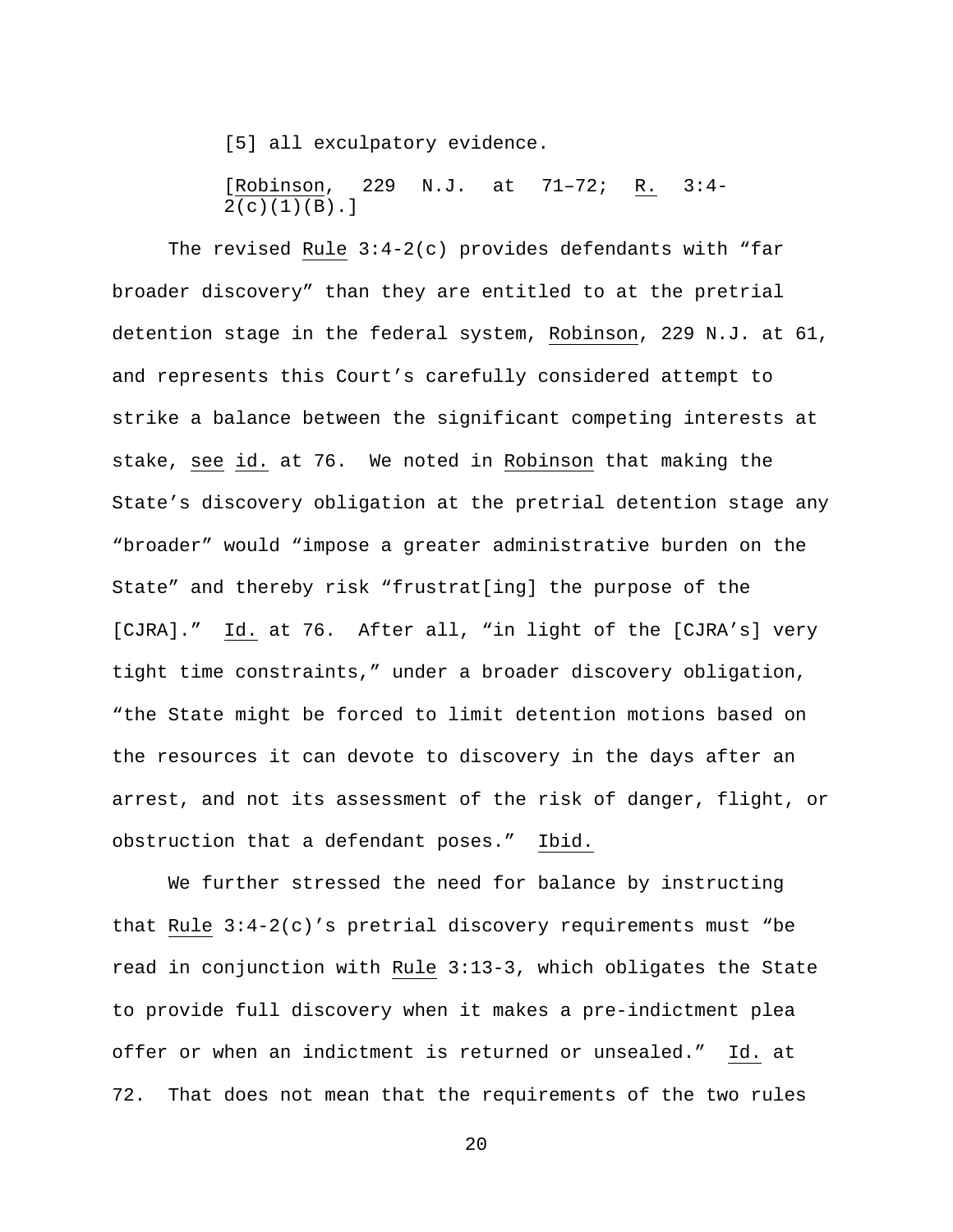[5] all exculpatory evidence.

[Robinson, 229 N.J. at 71–72; R. 3:4-2(c)(1)(B).]

The revised Rule 3:4-2(c) provides defendants with "far broader discovery" than they are entitled to at the pretrial detention stage in the federal system, Robinson, 229 N.J. at 61, and represents this Court's carefully considered attempt to strike a balance between the significant competing interests at stake, see id. at 76. We noted in Robinson that making the State's discovery obligation at the pretrial detention stage any "broader" would "impose a greater administrative burden on the State" and thereby risk "frustrat[ing] the purpose of the [CJRA]." Id. at 76. After all, "in light of the [CJRA's] very tight time constraints," under a broader discovery obligation, "the State might be forced to limit detention motions based on the resources it can devote to discovery in the days after an arrest, and not its assessment of the risk of danger, flight, or obstruction that a defendant poses." Ibid.

We further stressed the need for balance by instructing that Rule 3:4-2(c)'s pretrial discovery requirements must "be read in conjunction with Rule 3:13-3, which obligates the State to provide full discovery when it makes a pre-indictment plea offer or when an indictment is returned or unsealed." Id. at 72. That does not mean that the requirements of the two rules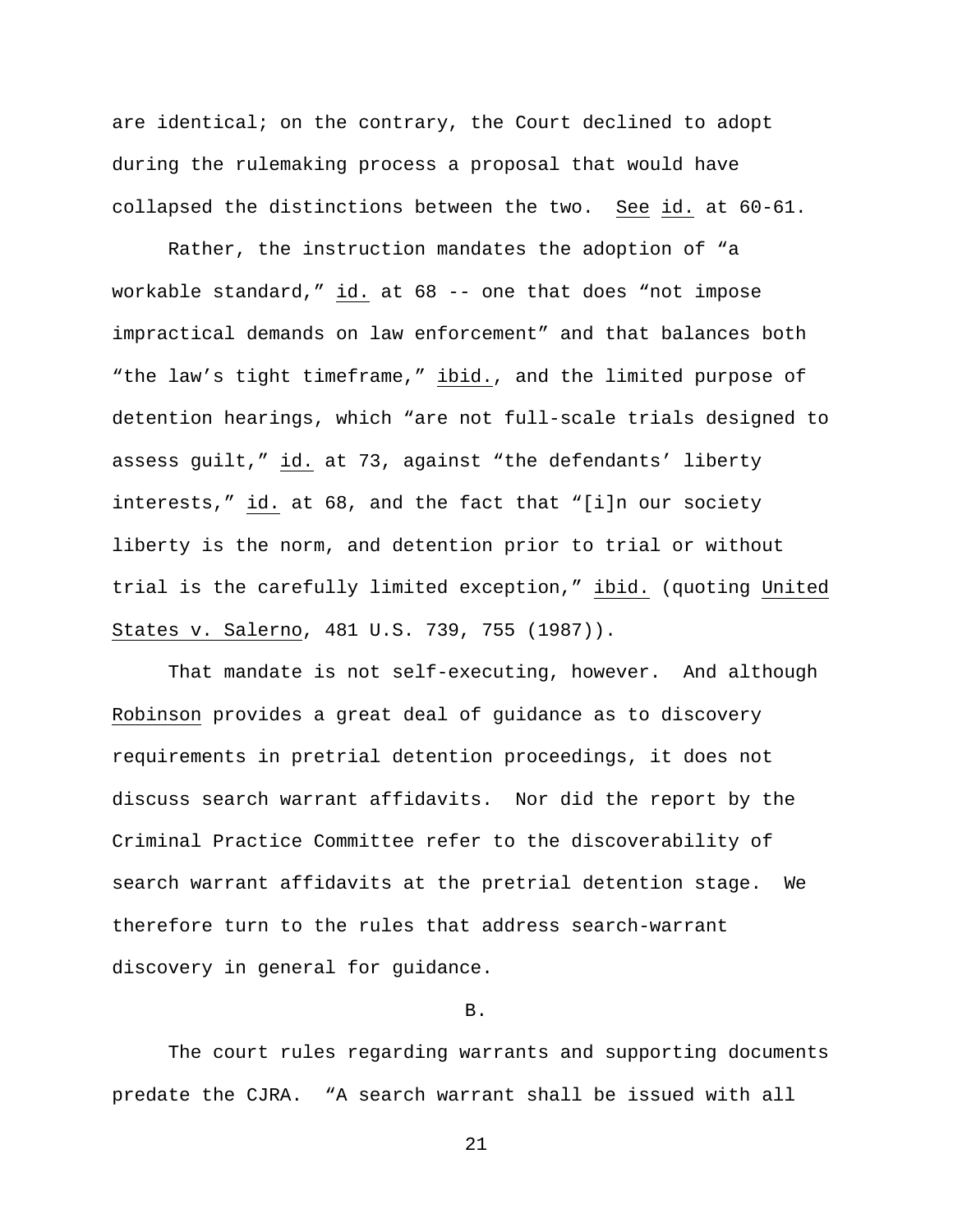are identical; on the contrary, the Court declined to adopt during the rulemaking process a proposal that would have collapsed the distinctions between the two. See id. at 60-61.

Rather, the instruction mandates the adoption of "a workable standard," id. at 68 -- one that does "not impose impractical demands on law enforcement" and that balances both "the law's tight timeframe," ibid., and the limited purpose of detention hearings, which "are not full-scale trials designed to assess guilt," id. at 73, against "the defendants' liberty interests," id. at 68, and the fact that "[i]n our society liberty is the norm, and detention prior to trial or without trial is the carefully limited exception," ibid. (quoting United States v. Salerno, 481 U.S. 739, 755 (1987)).

That mandate is not self-executing, however. And although Robinson provides a great deal of guidance as to discovery requirements in pretrial detention proceedings, it does not discuss search warrant affidavits. Nor did the report by the Criminal Practice Committee refer to the discoverability of search warrant affidavits at the pretrial detention stage. We therefore turn to the rules that address search-warrant discovery in general for guidance.

B.

The court rules regarding warrants and supporting documents predate the CJRA. "A search warrant shall be issued with all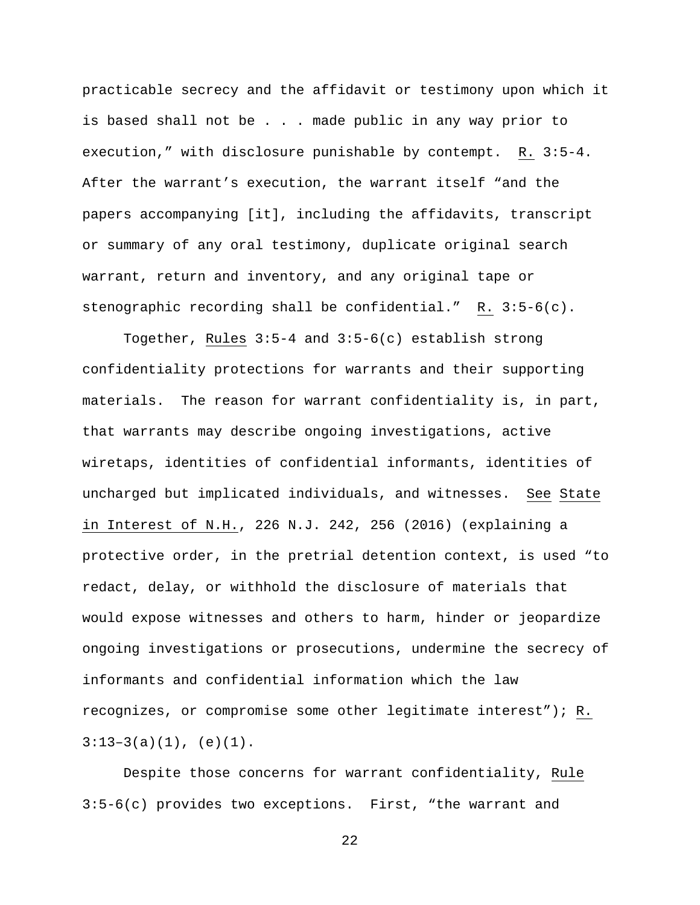practicable secrecy and the affidavit or testimony upon which it is based shall not be . . . made public in any way prior to execution," with disclosure punishable by contempt. R. 3:5-4. After the warrant's execution, the warrant itself "and the papers accompanying [it], including the affidavits, transcript or summary of any oral testimony, duplicate original search warrant, return and inventory, and any original tape or stenographic recording shall be confidential." R. 3:5-6(c).

Together, Rules 3:5-4 and 3:5-6(c) establish strong confidentiality protections for warrants and their supporting materials. The reason for warrant confidentiality is, in part, that warrants may describe ongoing investigations, active wiretaps, identities of confidential informants, identities of uncharged but implicated individuals, and witnesses. See State in Interest of N.H., 226 N.J. 242, 256 (2016) (explaining a protective order, in the pretrial detention context, is used "to redact, delay, or withhold the disclosure of materials that would expose witnesses and others to harm, hinder or jeopardize ongoing investigations or prosecutions, undermine the secrecy of informants and confidential information which the law recognizes, or compromise some other legitimate interest"); R. 3:13–3(a)(1), (e)(1).

Despite those concerns for warrant confidentiality, Rule 3:5-6(c) provides two exceptions. First, "the warrant and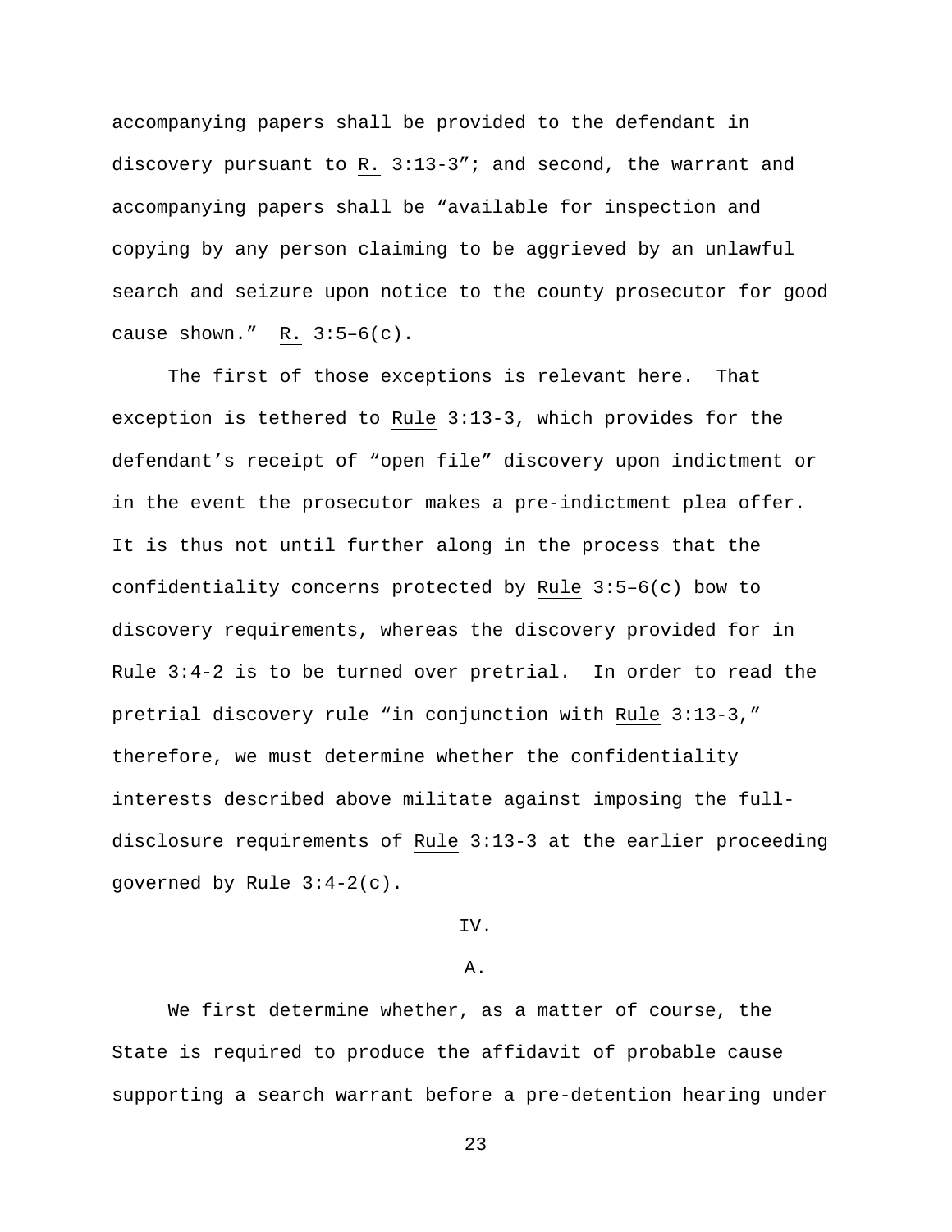accompanying papers shall be provided to the defendant in discovery pursuant to R. 3:13-3”; and second, the warrant and accompanying papers shall be “available for inspection and copying by any person claiming to be aggrieved by an unlawful search and seizure upon notice to the county prosecutor for good cause shown.” R. 3:5–6(c).

The first of those exceptions is relevant here. That exception is tethered to Rule 3:13-3, which provides for the defendant’s receipt of “open file” discovery upon indictment or in the event the prosecutor makes a pre-indictment plea offer. It is thus not until further along in the process that the confidentiality concerns protected by Rule 3:5–6(c) bow to discovery requirements, whereas the discovery provided for in Rule 3:4-2 is to be turned over pretrial. In order to read the pretrial discovery rule “in conjunction with Rule 3:13-3,” therefore, we must determine whether the confidentiality interests described above militate against imposing the full-disclosure requirements of Rule 3:13-3 at the earlier proceeding governed by Rule 3:4-2(c).

## IV.

### A.

We first determine whether, as a matter of course, the State is required to produce the affidavit of probable cause supporting a search warrant before a pre-detention hearing under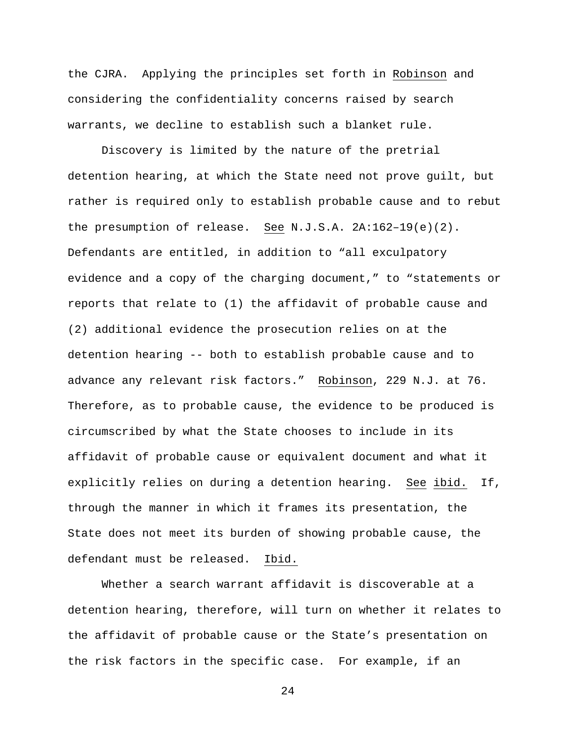the CJRA. Applying the principles set forth in Robinson and considering the confidentiality concerns raised by search warrants, we decline to establish such a blanket rule.

Discovery is limited by the nature of the pretrial detention hearing, at which the State need not prove guilt, but rather is required only to establish probable cause and to rebut the presumption of release. See N.J.S.A. 2A:162–19(e)(2). Defendants are entitled, in addition to "all exculpatory evidence and a copy of the charging document," to "statements or reports that relate to (1) the affidavit of probable cause and (2) additional evidence the prosecution relies on at the detention hearing -- both to establish probable cause and to advance any relevant risk factors." Robinson, 229 N.J. at 76. Therefore, as to probable cause, the evidence to be produced is circumscribed by what the State chooses to include in its affidavit of probable cause or equivalent document and what it explicitly relies on during a detention hearing. See ibid. If, through the manner in which it frames its presentation, the State does not meet its burden of showing probable cause, the defendant must be released. Ibid.

Whether a search warrant affidavit is discoverable at a detention hearing, therefore, will turn on whether it relates to the affidavit of probable cause or the State's presentation on the risk factors in the specific case. For example, if an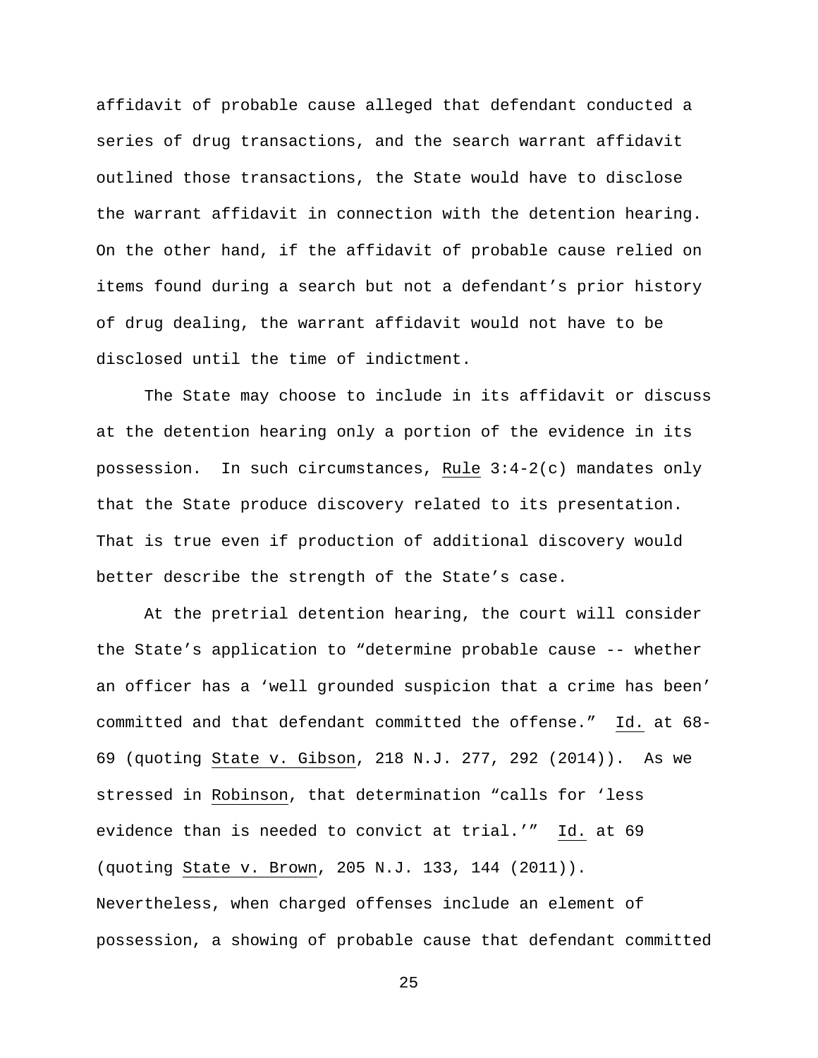affidavit of probable cause alleged that defendant conducted a series of drug transactions, and the search warrant affidavit outlined those transactions, the State would have to disclose the warrant affidavit in connection with the detention hearing. On the other hand, if the affidavit of probable cause relied on items found during a search but not a defendant's prior history of drug dealing, the warrant affidavit would not have to be disclosed until the time of indictment.

The State may choose to include in its affidavit or discuss at the detention hearing only a portion of the evidence in its possession. In such circumstances, Rule 3:4-2(c) mandates only that the State produce discovery related to its presentation. That is true even if production of additional discovery would better describe the strength of the State's case.

At the pretrial detention hearing, the court will consider the State's application to "determine probable cause -- whether an officer has a 'well grounded suspicion that a crime has been' committed and that defendant committed the offense." Id. at 68-69 (quoting State v. Gibson, 218 N.J. 277, 292 (2014)). As we stressed in Robinson, that determination "calls for 'less evidence than is needed to convict at trial.'" Id. at 69 (quoting State v. Brown, 205 N.J. 133, 144 (2011)). Nevertheless, when charged offenses include an element of possession, a showing of probable cause that defendant committed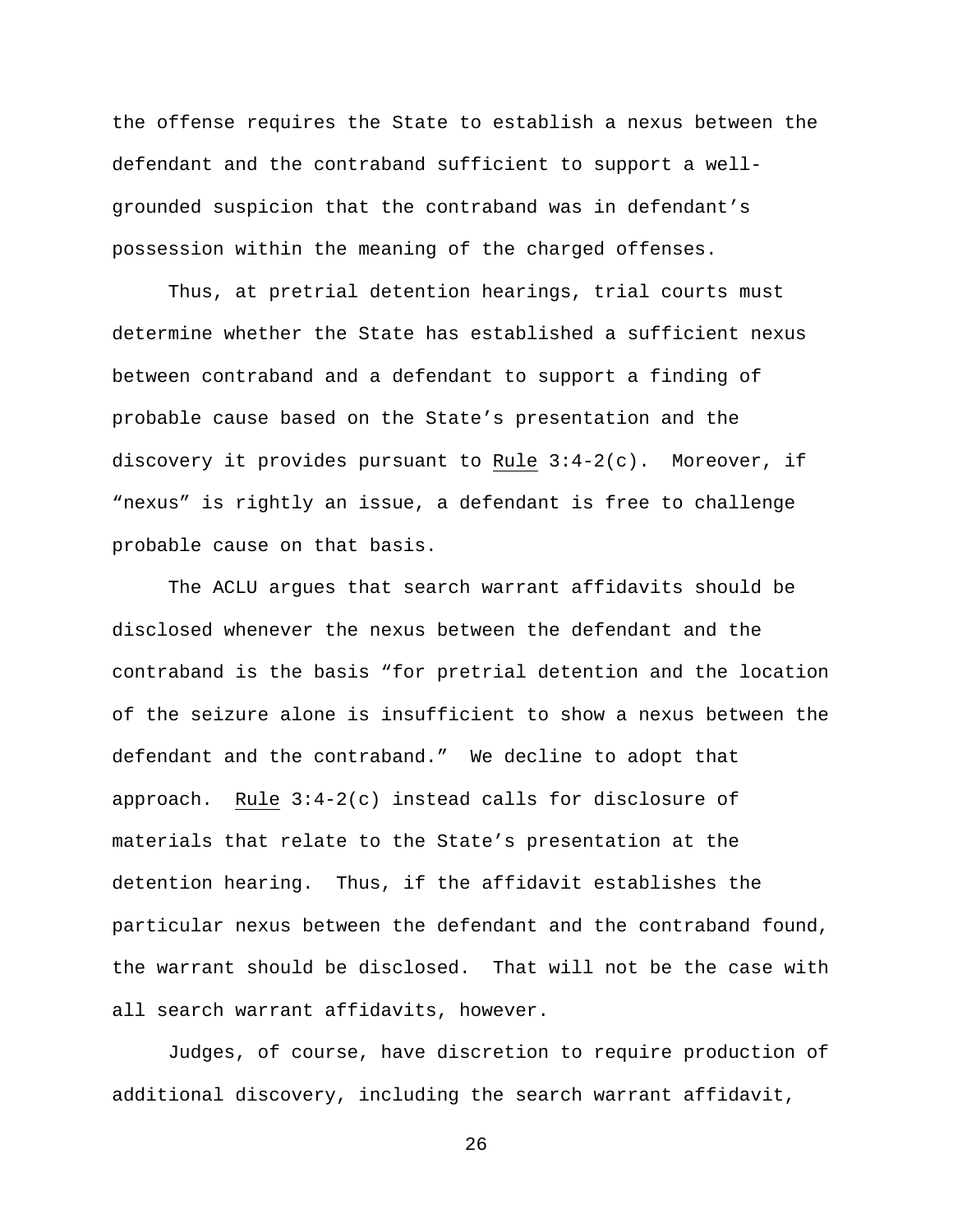the offense requires the State to establish a nexus between the defendant and the contraband sufficient to support a well-grounded suspicion that the contraband was in defendant's possession within the meaning of the charged offenses.

Thus, at pretrial detention hearings, trial courts must determine whether the State has established a sufficient nexus between contraband and a defendant to support a finding of probable cause based on the State's presentation and the discovery it provides pursuant to Rule 3:4-2(c). Moreover, if "nexus" is rightly an issue, a defendant is free to challenge probable cause on that basis.

The ACLU argues that search warrant affidavits should be disclosed whenever the nexus between the defendant and the contraband is the basis "for pretrial detention and the location of the seizure alone is insufficient to show a nexus between the defendant and the contraband." We decline to adopt that approach. Rule 3:4-2(c) instead calls for disclosure of materials that relate to the State's presentation at the detention hearing. Thus, if the affidavit establishes the particular nexus between the defendant and the contraband found, the warrant should be disclosed. That will not be the case with all search warrant affidavits, however.

Judges, of course, have discretion to require production of additional discovery, including the search warrant affidavit,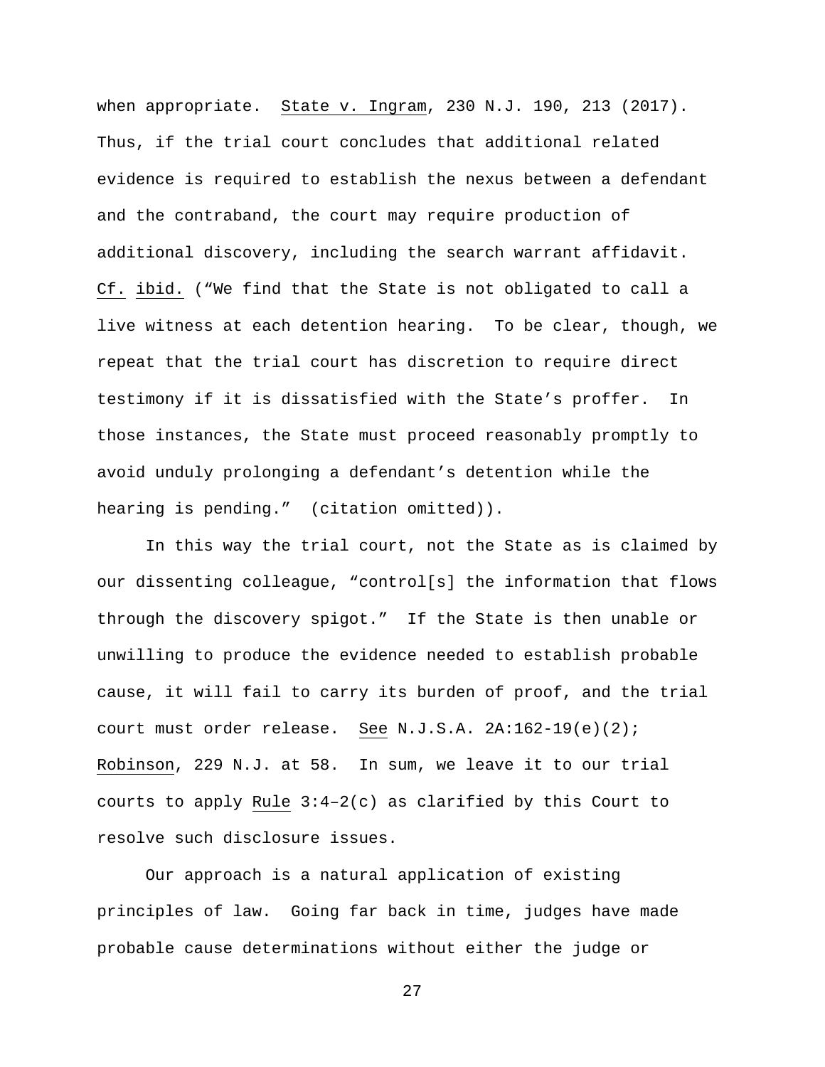when appropriate. State v. Ingram, 230 N.J. 190, 213 (2017). Thus, if the trial court concludes that additional related evidence is required to establish the nexus between a defendant and the contraband, the court may require production of additional discovery, including the search warrant affidavit. Cf. ibid. ("We find that the State is not obligated to call a live witness at each detention hearing. To be clear, though, we repeat that the trial court has discretion to require direct testimony if it is dissatisfied with the State's proffer. In those instances, the State must proceed reasonably promptly to avoid unduly prolonging a defendant's detention while the hearing is pending." (citation omitted)).

In this way the trial court, not the State as is claimed by our dissenting colleague, "control[s] the information that flows through the discovery spigot." If the State is then unable or unwilling to produce the evidence needed to establish probable cause, it will fail to carry its burden of proof, and the trial court must order release. See N.J.S.A. 2A:162-19(e)(2); Robinson, 229 N.J. at 58. In sum, we leave it to our trial courts to apply Rule 3:4–2(c) as clarified by this Court to resolve such disclosure issues.

Our approach is a natural application of existing principles of law. Going far back in time, judges have made probable cause determinations without either the judge or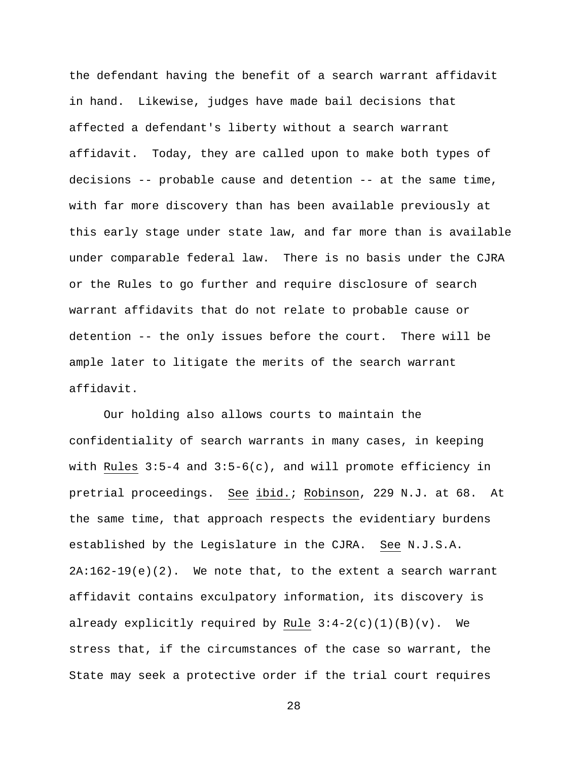the defendant having the benefit of a search warrant affidavit in hand. Likewise, judges have made bail decisions that affected a defendant's liberty without a search warrant affidavit. Today, they are called upon to make both types of decisions -- probable cause and detention -- at the same time, with far more discovery than has been available previously at this early stage under state law, and far more than is available under comparable federal law. There is no basis under the CJRA or the Rules to go further and require disclosure of search warrant affidavits that do not relate to probable cause or detention -- the only issues before the court. There will be ample later to litigate the merits of the search warrant affidavit.

Our holding also allows courts to maintain the confidentiality of search warrants in many cases, in keeping with Rules 3:5-4 and 3:5-6(c), and will promote efficiency in pretrial proceedings. See ibid.; Robinson, 229 N.J. at 68. At the same time, that approach respects the evidentiary burdens established by the Legislature in the CJRA. See N.J.S.A. 2A:162-19(e)(2). We note that, to the extent a search warrant affidavit contains exculpatory information, its discovery is already explicitly required by Rule 3:4-2(c)(1)(B)(v). We stress that, if the circumstances of the case so warrant, the State may seek a protective order if the trial court requires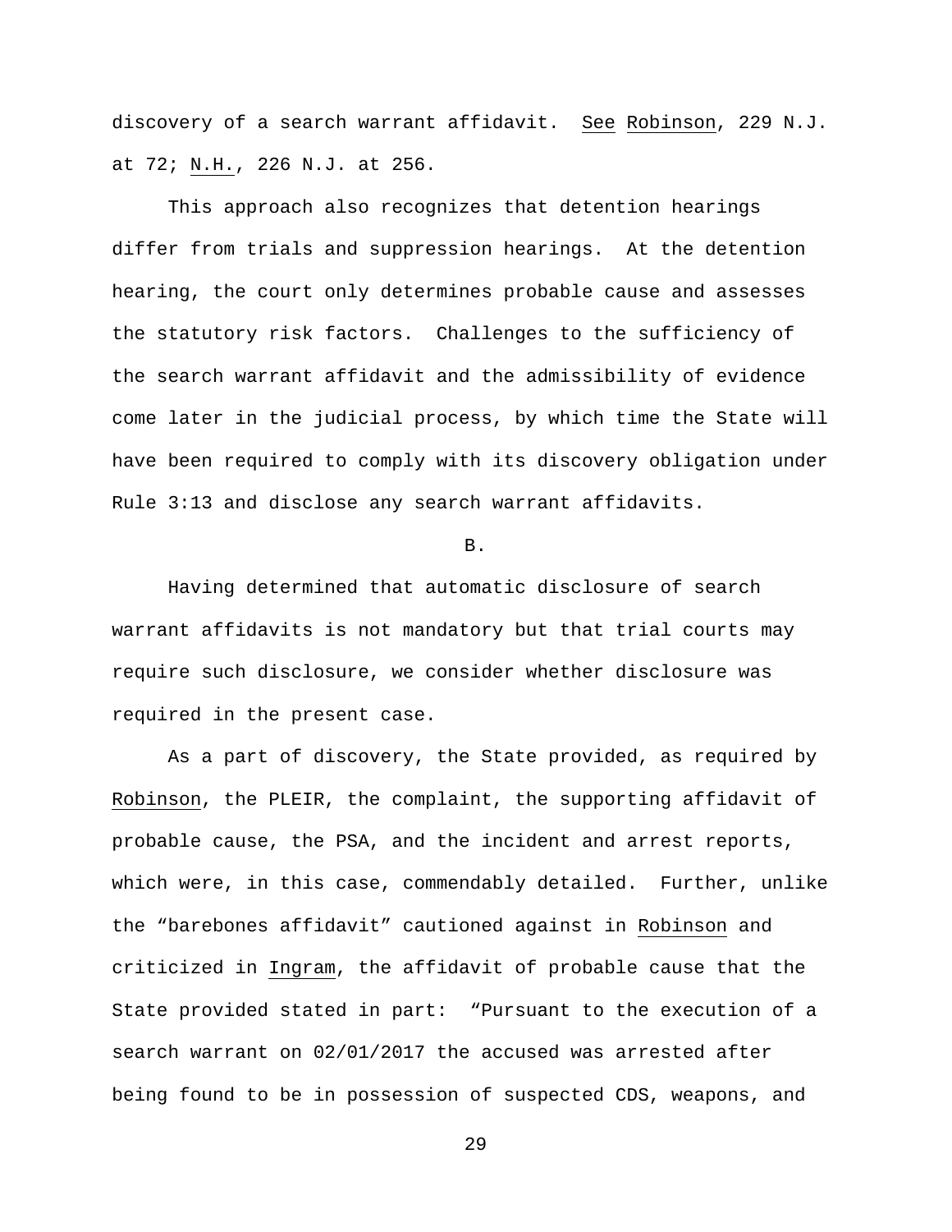discovery of a search warrant affidavit. See Robinson, 229 N.J. at 72; N.H., 226 N.J. at 256.

This approach also recognizes that detention hearings differ from trials and suppression hearings. At the detention hearing, the court only determines probable cause and assesses the statutory risk factors. Challenges to the sufficiency of the search warrant affidavit and the admissibility of evidence come later in the judicial process, by which time the State will have been required to comply with its discovery obligation under Rule 3:13 and disclose any search warrant affidavits.

B.

Having determined that automatic disclosure of search warrant affidavits is not mandatory but that trial courts may require such disclosure, we consider whether disclosure was required in the present case.

As a part of discovery, the State provided, as required by Robinson, the PLEIR, the complaint, the supporting affidavit of probable cause, the PSA, and the incident and arrest reports, which were, in this case, commendably detailed. Further, unlike the "barebones affidavit" cautioned against in Robinson and criticized in Ingram, the affidavit of probable cause that the State provided stated in part: "Pursuant to the execution of a search warrant on 02/01/2017 the accused was arrested after being found to be in possession of suspected CDS, weapons, and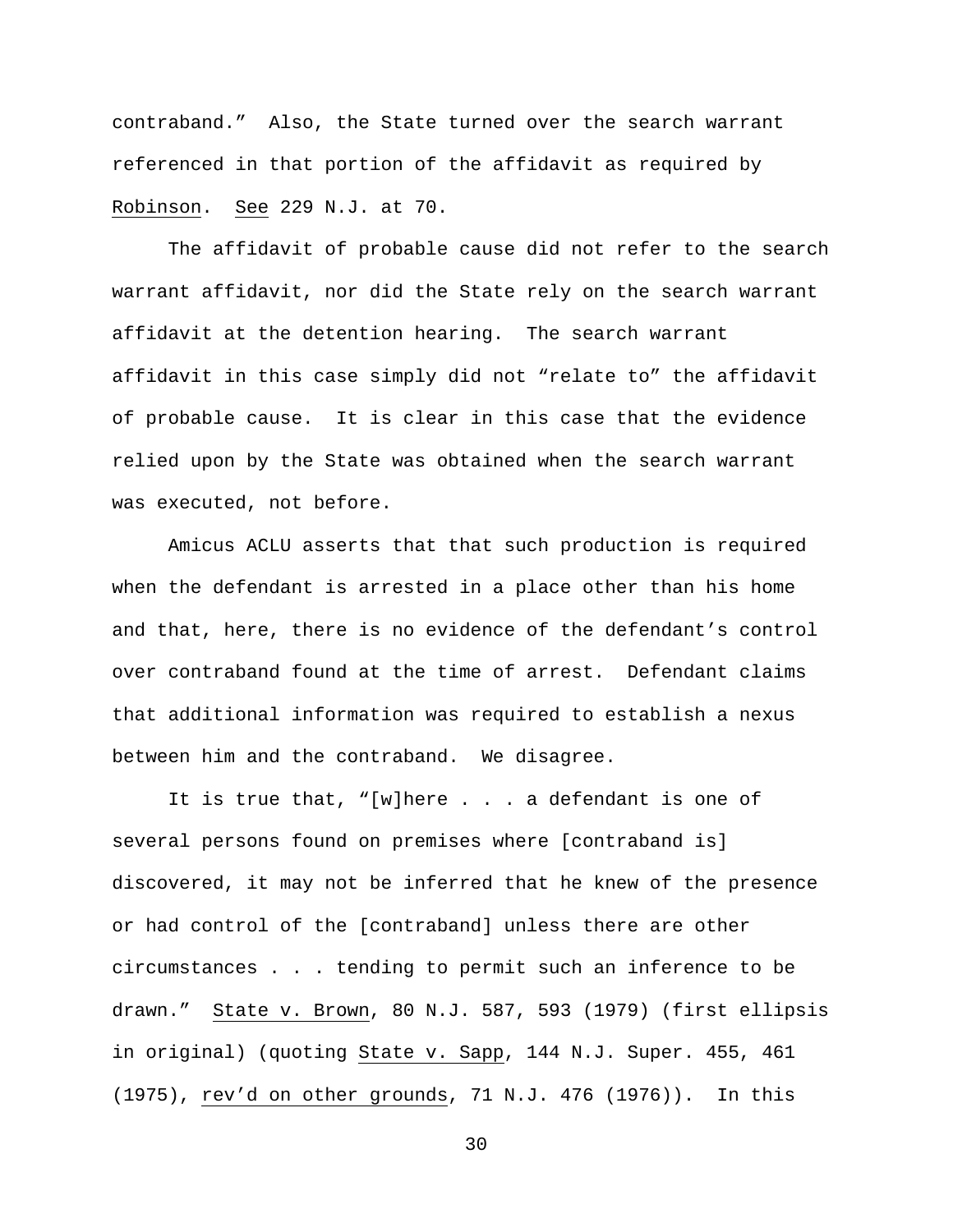contraband." Also, the State turned over the search warrant referenced in that portion of the affidavit as required by Robinson. See 229 N.J. at 70.

The affidavit of probable cause did not refer to the search warrant affidavit, nor did the State rely on the search warrant affidavit at the detention hearing. The search warrant affidavit in this case simply did not "relate to" the affidavit of probable cause. It is clear in this case that the evidence relied upon by the State was obtained when the search warrant was executed, not before.

Amicus ACLU asserts that that such production is required when the defendant is arrested in a place other than his home and that, here, there is no evidence of the defendant's control over contraband found at the time of arrest. Defendant claims that additional information was required to establish a nexus between him and the contraband. We disagree.

It is true that, "[w]here . . . a defendant is one of several persons found on premises where [contraband is] discovered, it may not be inferred that he knew of the presence or had control of the [contraband] unless there are other circumstances . . . tending to permit such an inference to be drawn." State v. Brown, 80 N.J. 587, 593 (1979) (first ellipsis in original) (quoting State v. Sapp, 144 N.J. Super. 455, 461 (1975), rev'd on other grounds, 71 N.J. 476 (1976)). In this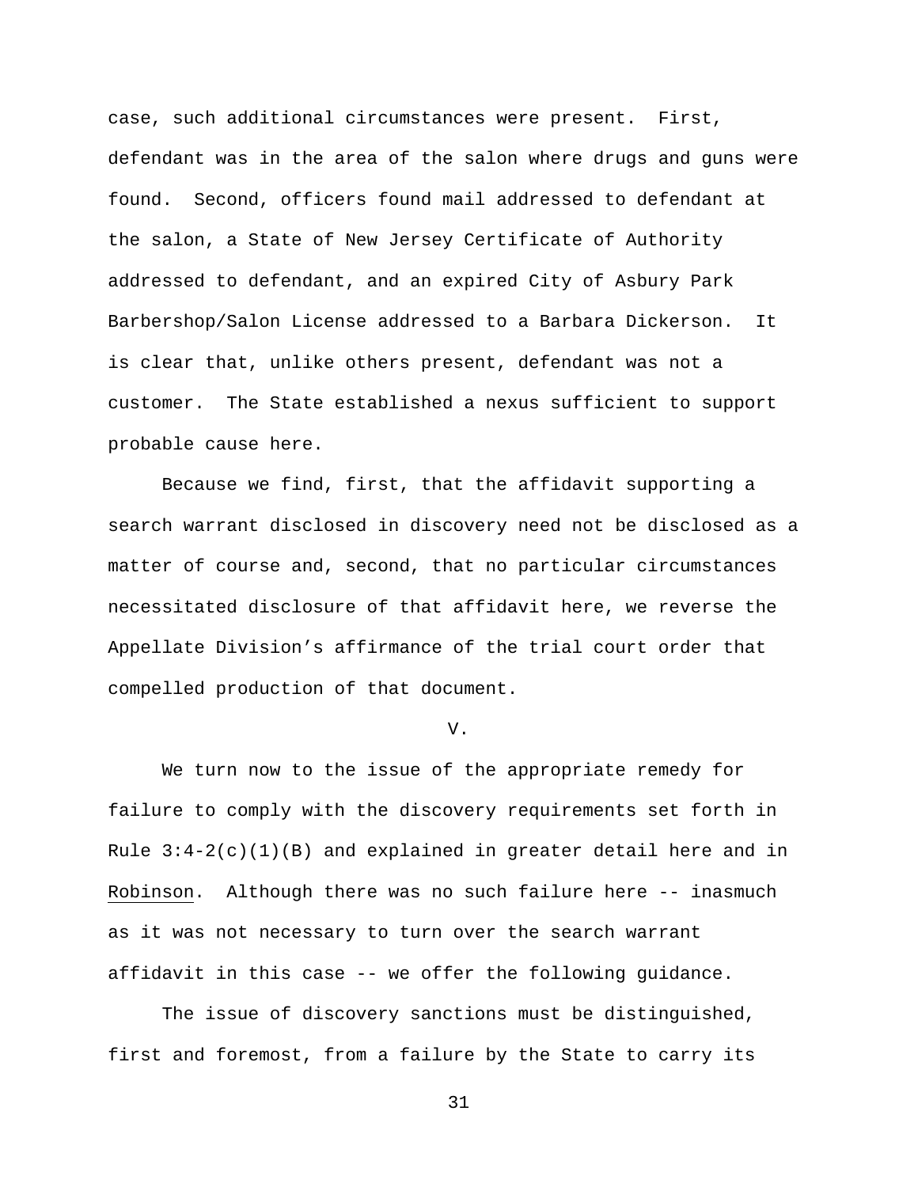case, such additional circumstances were present. First, defendant was in the area of the salon where drugs and guns were found. Second, officers found mail addressed to defendant at the salon, a State of New Jersey Certificate of Authority addressed to defendant, and an expired City of Asbury Park Barbershop/Salon License addressed to a Barbara Dickerson. It is clear that, unlike others present, defendant was not a customer. The State established a nexus sufficient to support probable cause here.

Because we find, first, that the affidavit supporting a search warrant disclosed in discovery need not be disclosed as a matter of course and, second, that no particular circumstances necessitated disclosure of that affidavit here, we reverse the Appellate Division's affirmance of the trial court order that compelled production of that document.

## V.

We turn now to the issue of the appropriate remedy for failure to comply with the discovery requirements set forth in Rule 3:4-2(c)(1)(B) and explained in greater detail here and in _Robinson_. Although there was no such failure here -- inasmuch as it was not necessary to turn over the search warrant affidavit in this case -- we offer the following guidance.

The issue of discovery sanctions must be distinguished, first and foremost, from a failure by the State to carry its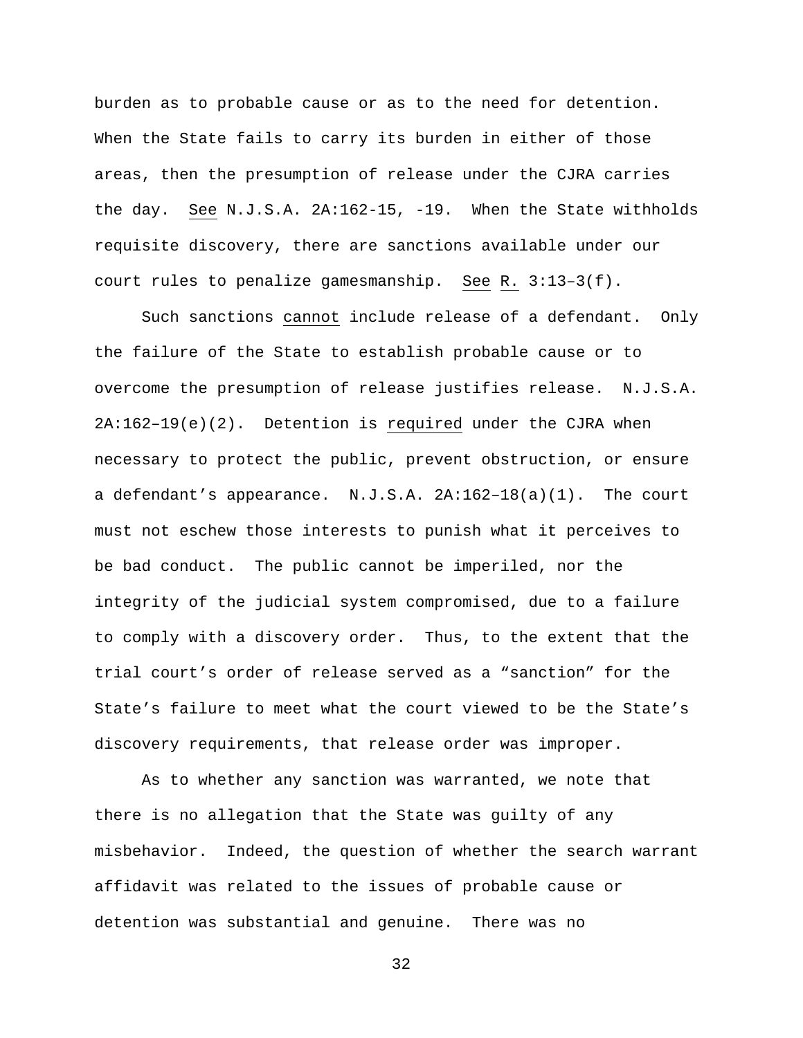burden as to probable cause or as to the need for detention. When the State fails to carry its burden in either of those areas, then the presumption of release under the CJRA carries the day. _See_ N.J.S.A. 2A:162-15, -19. When the State withholds requisite discovery, there are sanctions available under our court rules to penalize gamesmanship. _See_ _R._ 3:13–3(f).

Such sanctions _cannot_ include release of a defendant. Only the failure of the State to establish probable cause or to overcome the presumption of release justifies release. N.J.S.A. 2A:162–19(e)(2). Detention is _required_ under the CJRA when necessary to protect the public, prevent obstruction, or ensure a defendant's appearance. N.J.S.A. 2A:162–18(a)(1). The court must not eschew those interests to punish what it perceives to be bad conduct. The public cannot be imperiled, nor the integrity of the judicial system compromised, due to a failure to comply with a discovery order. Thus, to the extent that the trial court's order of release served as a "sanction" for the State's failure to meet what the court viewed to be the State's discovery requirements, that release order was improper.

As to whether any sanction was warranted, we note that there is no allegation that the State was guilty of any misbehavior. Indeed, the question of whether the search warrant affidavit was related to the issues of probable cause or detention was substantial and genuine. There was no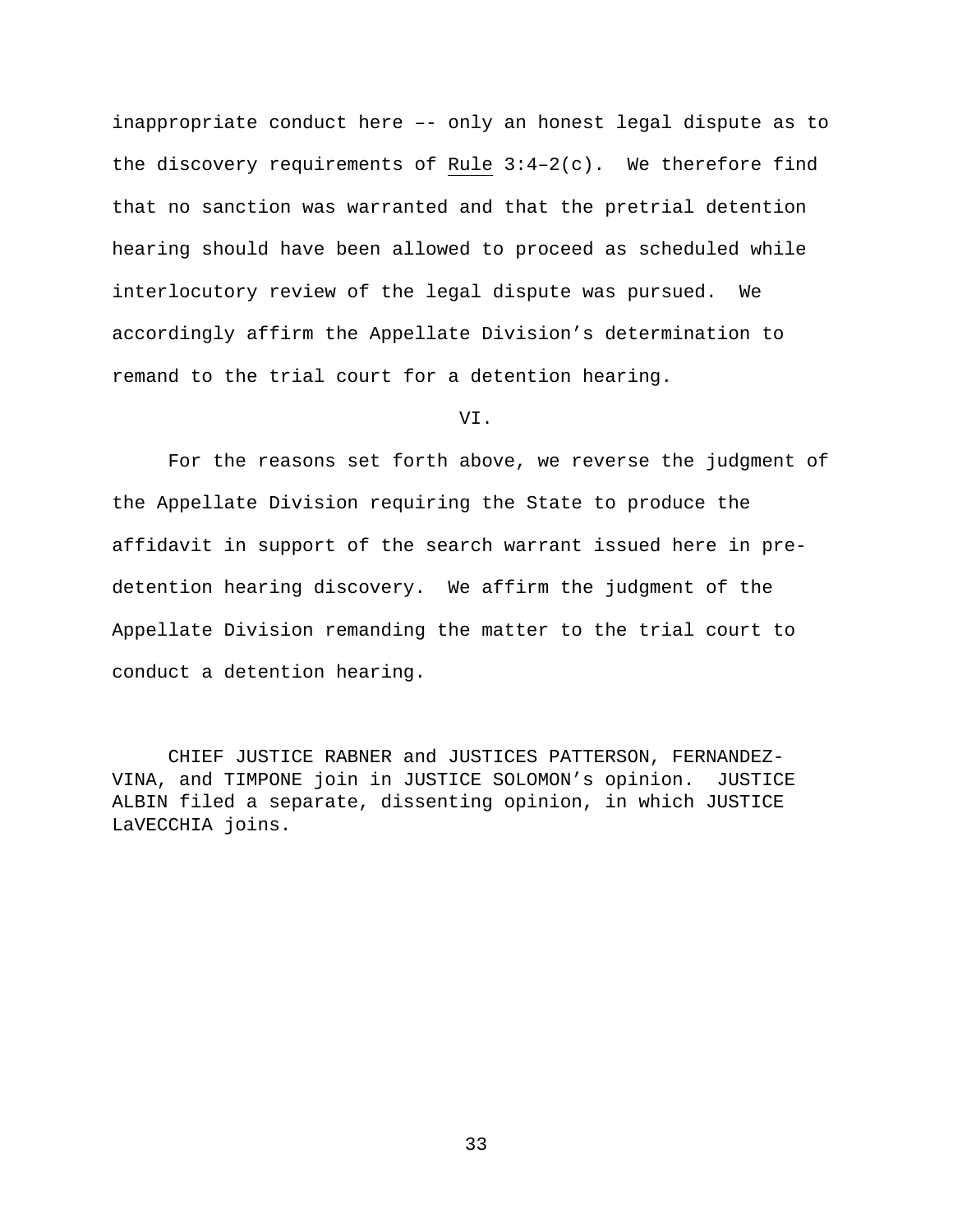inappropriate conduct here –- only an honest legal dispute as to the discovery requirements of Rule 3:4–2(c). We therefore find that no sanction was warranted and that the pretrial detention hearing should have been allowed to proceed as scheduled while interlocutory review of the legal dispute was pursued. We accordingly affirm the Appellate Division's determination to remand to the trial court for a detention hearing.

## VI.

For the reasons set forth above, we reverse the judgment of the Appellate Division requiring the State to produce the affidavit in support of the search warrant issued here in pre-detention hearing discovery. We affirm the judgment of the Appellate Division remanding the matter to the trial court to conduct a detention hearing.

CHIEF JUSTICE RABNER and JUSTICES PATTERSON, FERNANDEZ-VINA, and TIMPONE join in JUSTICE SOLOMON's opinion. JUSTICE ALBIN filed a separate, dissenting opinion, in which JUSTICE LaVECCHIA joins.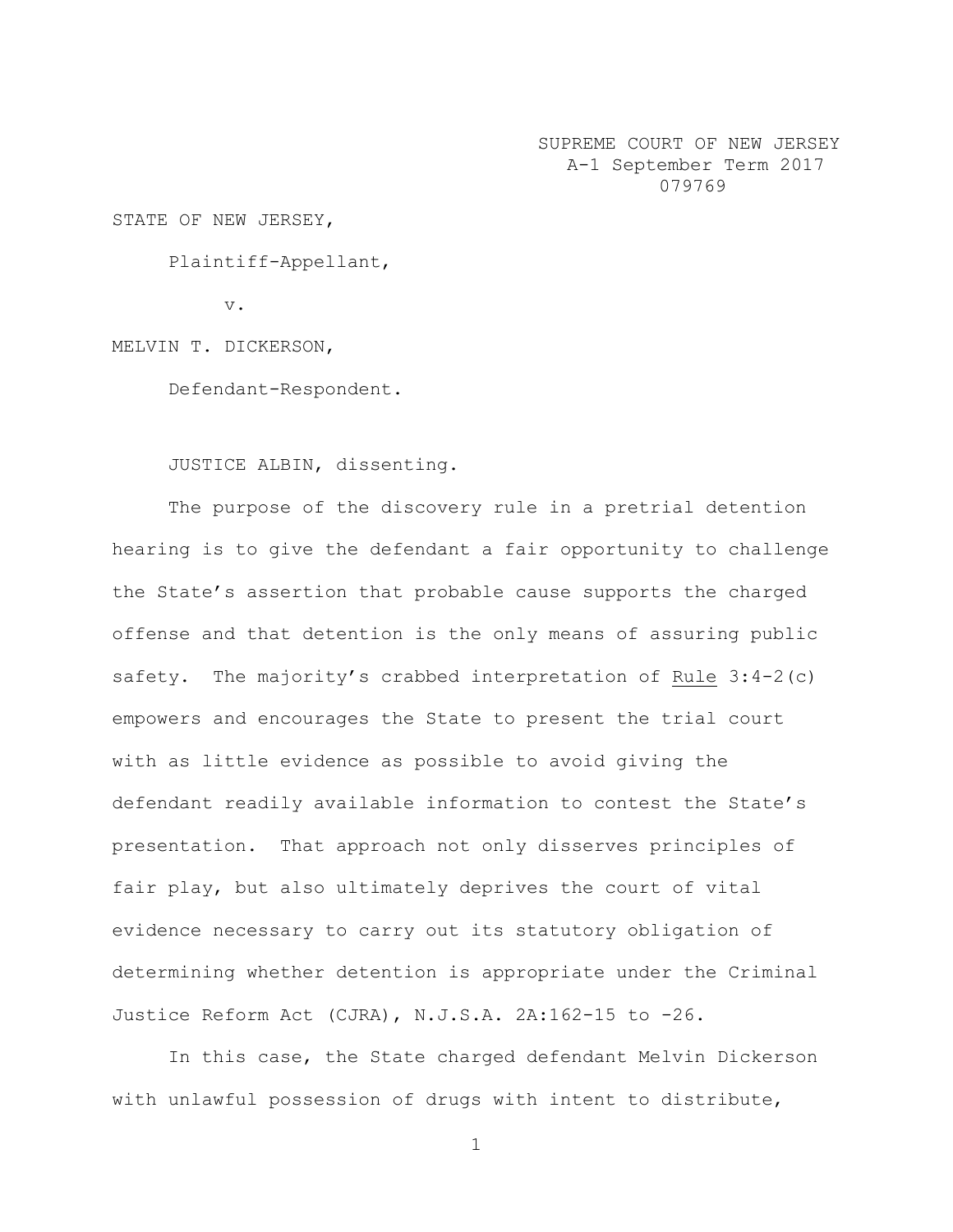SUPREME COURT OF NEW JERSEY
A-1 September Term 2017
079769

STATE OF NEW JERSEY,

Plaintiff-Appellant,

v.

MELVIN T. DICKERSON,

Defendant-Respondent.

JUSTICE ALBIN, dissenting.

The purpose of the discovery rule in a pretrial detention hearing is to give the defendant a fair opportunity to challenge the State's assertion that probable cause supports the charged offense and that detention is the only means of assuring public safety. The majority's crabbed interpretation of Rule 3:4-2(c) empowers and encourages the State to present the trial court with as little evidence as possible to avoid giving the defendant readily available information to contest the State's presentation. That approach not only disserves principles of fair play, but also ultimately deprives the court of vital evidence necessary to carry out its statutory obligation of determining whether detention is appropriate under the Criminal Justice Reform Act (CJRA), N.J.S.A. 2A:162-15 to -26.

In this case, the State charged defendant Melvin Dickerson with unlawful possession of drugs with intent to distribute,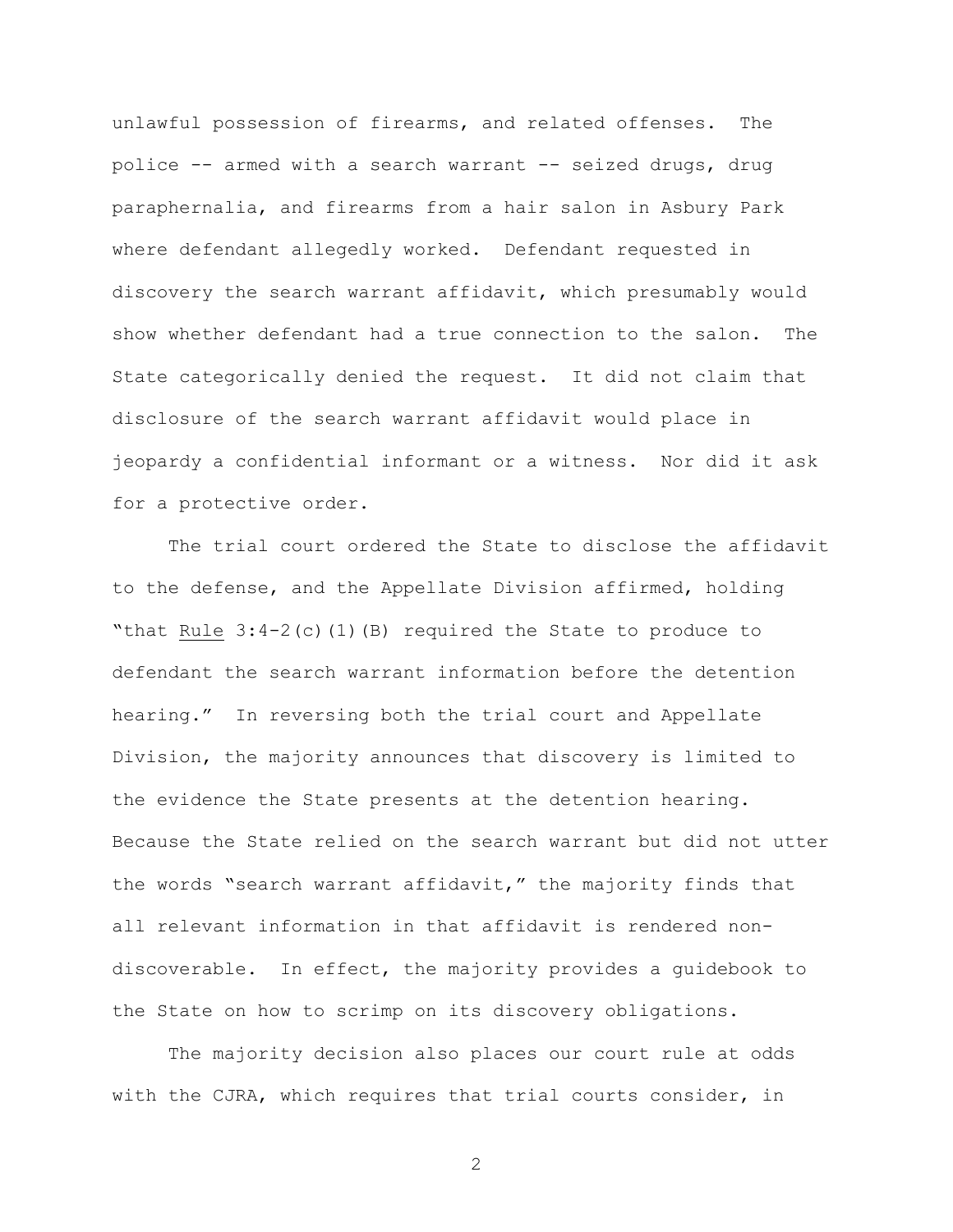unlawful possession of firearms, and related offenses. The police -- armed with a search warrant -- seized drugs, drug paraphernalia, and firearms from a hair salon in Asbury Park where defendant allegedly worked. Defendant requested in discovery the search warrant affidavit, which presumably would show whether defendant had a true connection to the salon. The State categorically denied the request. It did not claim that disclosure of the search warrant affidavit would place in jeopardy a confidential informant or a witness. Nor did it ask for a protective order.

The trial court ordered the State to disclose the affidavit to the defense, and the Appellate Division affirmed, holding "that Rule 3:4-2(c)(1)(B) required the State to produce to defendant the search warrant information before the detention hearing." In reversing both the trial court and Appellate Division, the majority announces that discovery is limited to the evidence the State presents at the detention hearing. Because the State relied on the search warrant but did not utter the words "search warrant affidavit," the majority finds that all relevant information in that affidavit is rendered non-discoverable. In effect, the majority provides a guidebook to the State on how to scrimp on its discovery obligations.

The majority decision also places our court rule at odds with the CJRA, which requires that trial courts consider, in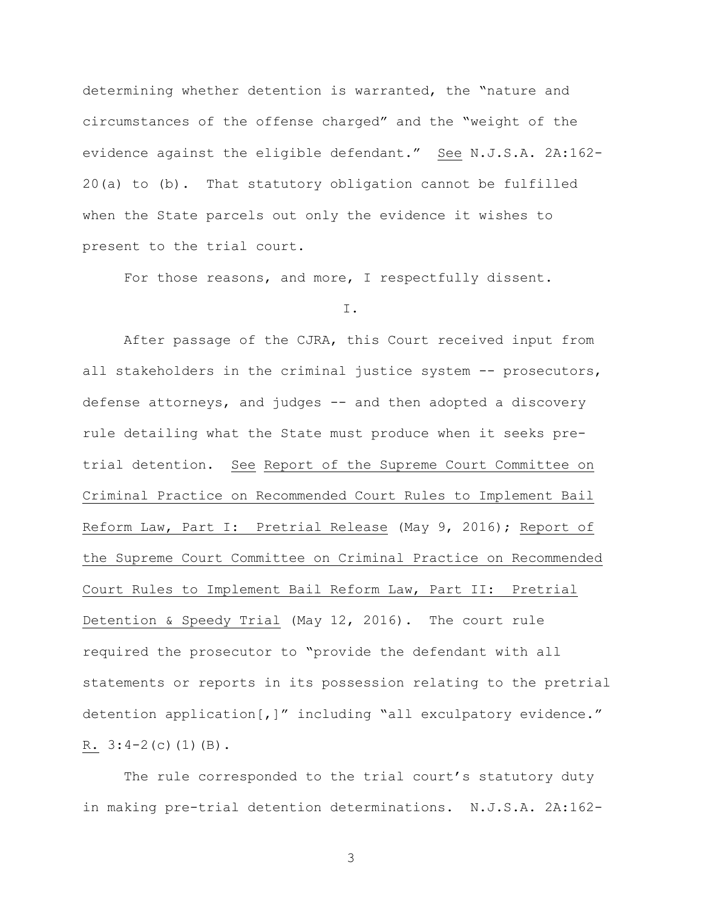determining whether detention is warranted, the "nature and circumstances of the offense charged" and the "weight of the evidence against the eligible defendant." See N.J.S.A. 2A:162-20(a) to (b). That statutory obligation cannot be fulfilled when the State parcels out only the evidence it wishes to present to the trial court.

For those reasons, and more, I respectfully dissent.

I.

After passage of the CJRA, this Court received input from all stakeholders in the criminal justice system -- prosecutors, defense attorneys, and judges -- and then adopted a discovery rule detailing what the State must produce when it seeks pre-trial detention. See Report of the Supreme Court Committee on Criminal Practice on Recommended Court Rules to Implement Bail Reform Law, Part I: Pretrial Release (May 9, 2016); Report of the Supreme Court Committee on Criminal Practice on Recommended Court Rules to Implement Bail Reform Law, Part II: Pretrial Detention & Speedy Trial (May 12, 2016). The court rule required the prosecutor to "provide the defendant with all statements or reports in its possession relating to the pretrial detention application[,]" including "all exculpatory evidence." R. 3:4-2(c)(1)(B).

The rule corresponded to the trial court's statutory duty in making pre-trial detention determinations. N.J.S.A. 2A:162-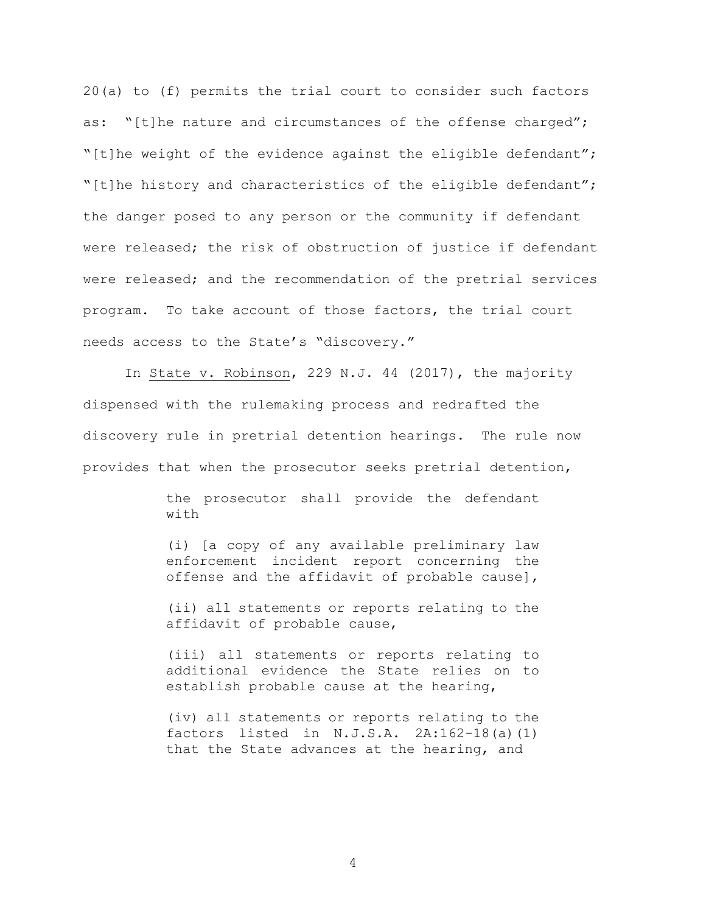20(a) to (f) permits the trial court to consider such factors as: "[t]he nature and circumstances of the offense charged"; "[t]he weight of the evidence against the eligible defendant"; "[t]he history and characteristics of the eligible defendant"; the danger posed to any person or the community if defendant were released; the risk of obstruction of justice if defendant were released; and the recommendation of the pretrial services program. To take account of those factors, the trial court needs access to the State's "discovery."

In State v. Robinson, 229 N.J. 44 (2017), the majority dispensed with the rulemaking process and redrafted the discovery rule in pretrial detention hearings. The rule now provides that when the prosecutor seeks pretrial detention,

> the prosecutor shall provide the defendant with
>
> (i) [a copy of any available preliminary law enforcement incident report concerning the offense and the affidavit of probable cause],
>
> (ii) all statements or reports relating to the affidavit of probable cause,
>
> (iii) all statements or reports relating to additional evidence the State relies on to establish probable cause at the hearing,
>
> (iv) all statements or reports relating to the factors listed in N.J.S.A. 2A:162-18(a)(1) that the State advances at the hearing, and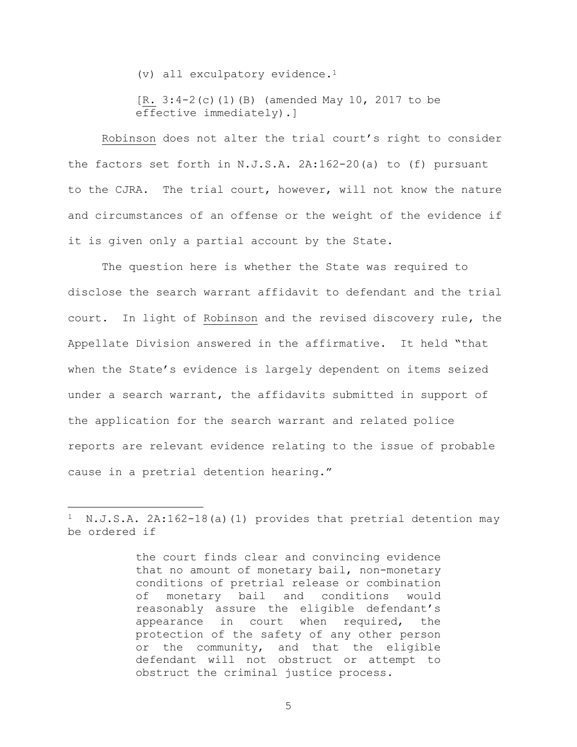(v) all exculpatory evidence.[1]

[R. 3:4-2(c)(1)(B) (amended May 10, 2017 to be effective immediately).]

Robinson does not alter the trial court's right to consider the factors set forth in N.J.S.A. 2A:162-20(a) to (f) pursuant to the CJRA. The trial court, however, will not know the nature and circumstances of an offense or the weight of the evidence if it is given only a partial account by the State.

The question here is whether the State was required to disclose the search warrant affidavit to defendant and the trial court. In light of Robinson and the revised discovery rule, the Appellate Division answered in the affirmative. It held "that when the State's evidence is largely dependent on items seized under a search warrant, the affidavits submitted in support of the application for the search warrant and related police reports are relevant evidence relating to the issue of probable cause in a pretrial detention hearing."

---

[1] N.J.S.A. 2A:162-18(a)(1) provides that pretrial detention may be ordered if

> the court finds clear and convincing evidence that no amount of monetary bail, non-monetary conditions of pretrial release or combination of monetary bail and conditions would reasonably assure the eligible defendant's appearance in court when required, the protection of the safety of any other person or the community, and that the eligible defendant will not obstruct or attempt to obstruct the criminal justice process.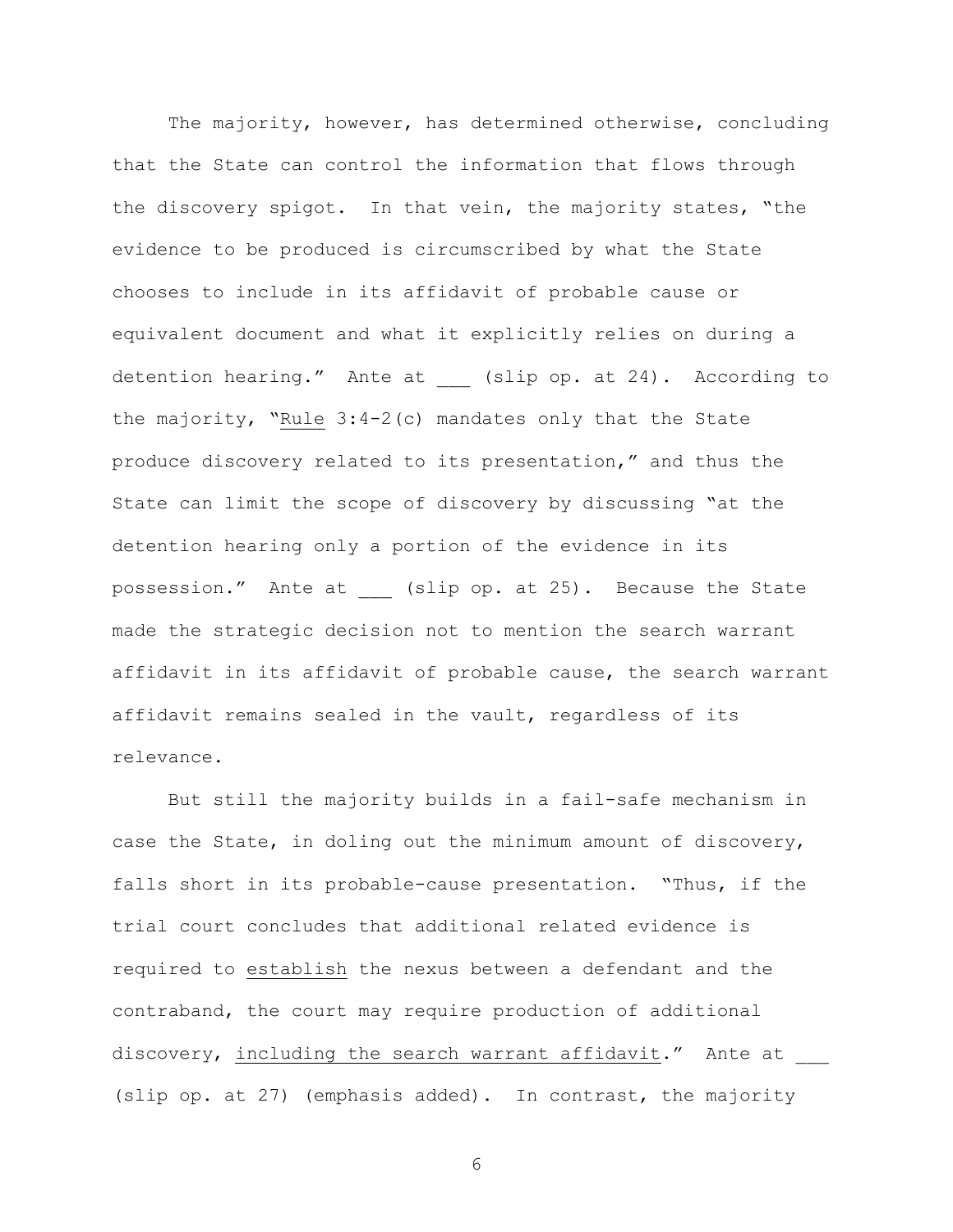The majority, however, has determined otherwise, concluding that the State can control the information that flows through the discovery spigot. In that vein, the majority states, "the evidence to be produced is circumscribed by what the State chooses to include in its affidavit of probable cause or equivalent document and what it explicitly relies on during a detention hearing." Ante at ___ (slip op. at 24). According to the majority, "Rule 3:4-2(c) mandates only that the State produce discovery related to its presentation," and thus the State can limit the scope of discovery by discussing "at the detention hearing only a portion of the evidence in its possession." Ante at ___ (slip op. at 25). Because the State made the strategic decision not to mention the search warrant affidavit in its affidavit of probable cause, the search warrant affidavit remains sealed in the vault, regardless of its relevance.

But still the majority builds in a fail-safe mechanism in case the State, in doling out the minimum amount of discovery, falls short in its probable-cause presentation. "Thus, if the trial court concludes that additional related evidence is required to <u>establish</u> the nexus between a defendant and the contraband, the court may require production of additional discovery, <u>including the search warrant affidavit</u>." Ante at ___ (slip op. at 27) (emphasis added). In contrast, the majority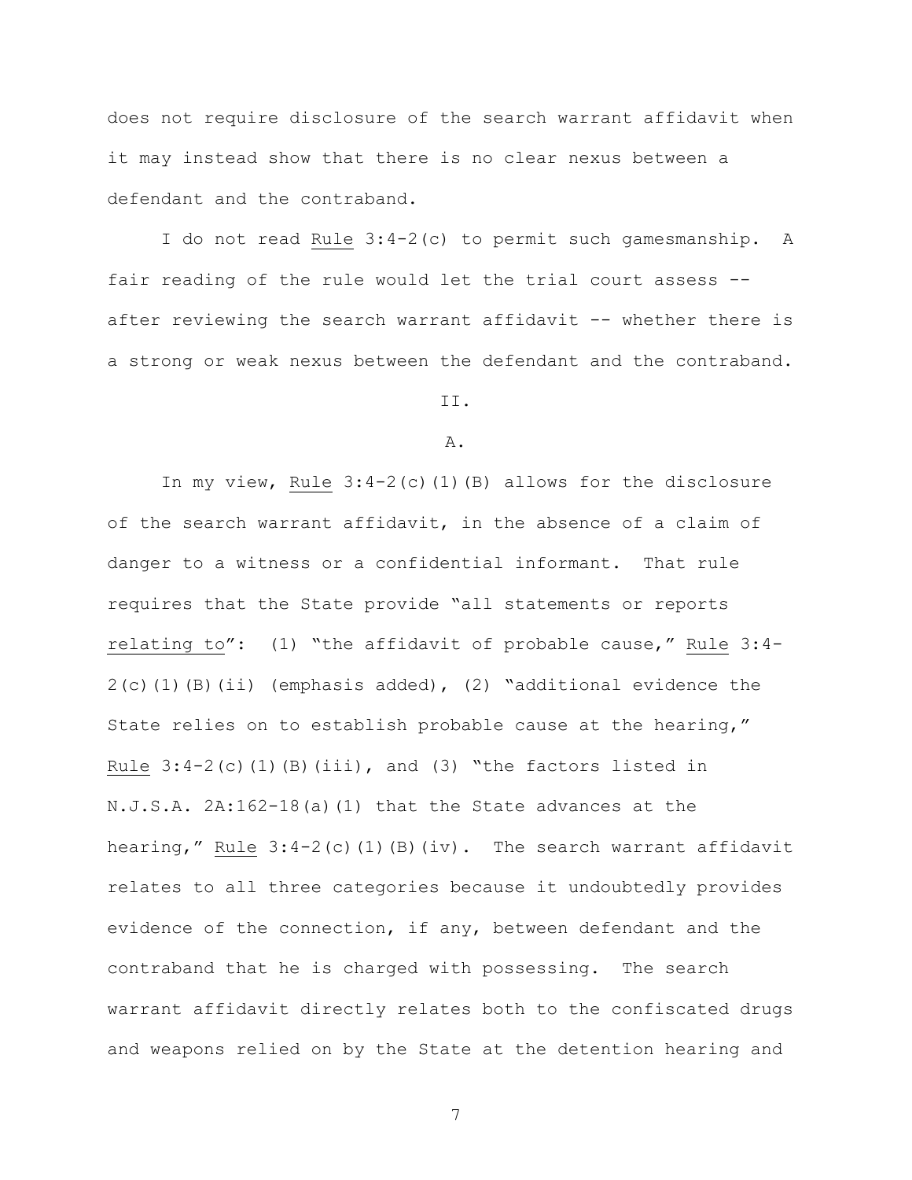does not require disclosure of the search warrant affidavit when it may instead show that there is no clear nexus between a defendant and the contraband.

I do not read Rule 3:4-2(c) to permit such gamesmanship. A fair reading of the rule would let the trial court assess -- after reviewing the search warrant affidavit -- whether there is a strong or weak nexus between the defendant and the contraband.

II.

A.

In my view, Rule 3:4-2(c)(1)(B) allows for the disclosure of the search warrant affidavit, in the absence of a claim of danger to a witness or a confidential informant. That rule requires that the State provide "all statements or reports relating to": (1) "the affidavit of probable cause," Rule 3:4-2(c)(1)(B)(ii) (emphasis added), (2) "additional evidence the State relies on to establish probable cause at the hearing," Rule 3:4-2(c)(1)(B)(iii), and (3) "the factors listed in N.J.S.A. 2A:162-18(a)(1) that the State advances at the hearing," Rule 3:4-2(c)(1)(B)(iv). The search warrant affidavit relates to all three categories because it undoubtedly provides evidence of the connection, if any, between defendant and the contraband that he is charged with possessing. The search warrant affidavit directly relates both to the confiscated drugs and weapons relied on by the State at the detention hearing and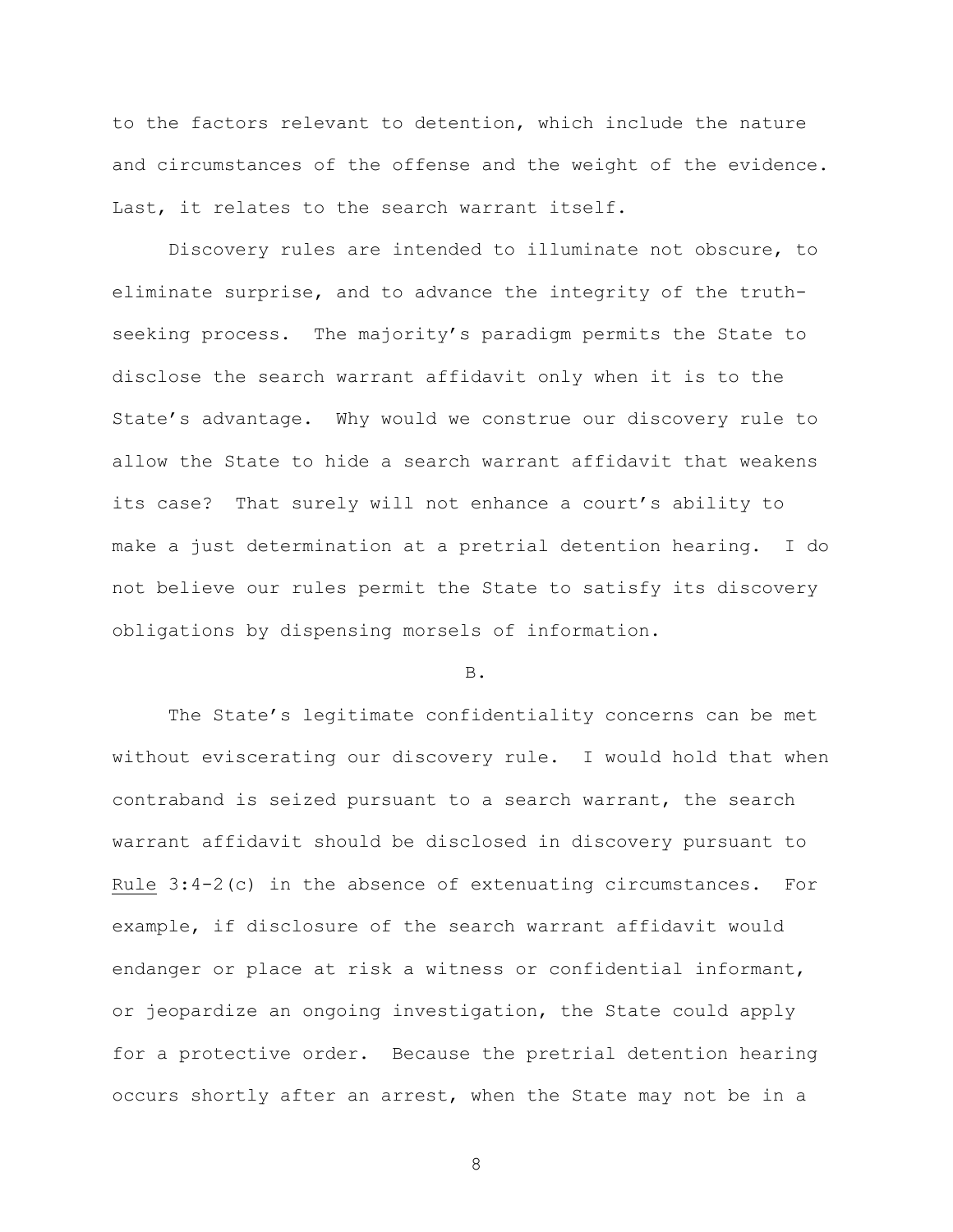to the factors relevant to detention, which include the nature and circumstances of the offense and the weight of the evidence. Last, it relates to the search warrant itself.

Discovery rules are intended to illuminate not obscure, to eliminate surprise, and to advance the integrity of the truth-seeking process. The majority's paradigm permits the State to disclose the search warrant affidavit only when it is to the State's advantage. Why would we construe our discovery rule to allow the State to hide a search warrant affidavit that weakens its case? That surely will not enhance a court's ability to make a just determination at a pretrial detention hearing. I do not believe our rules permit the State to satisfy its discovery obligations by dispensing morsels of information.

B.

The State's legitimate confidentiality concerns can be met without eviscerating our discovery rule. I would hold that when contraband is seized pursuant to a search warrant, the search warrant affidavit should be disclosed in discovery pursuant to Rule 3:4-2(c) in the absence of extenuating circumstances. For example, if disclosure of the search warrant affidavit would endanger or place at risk a witness or confidential informant, or jeopardize an ongoing investigation, the State could apply for a protective order. Because the pretrial detention hearing occurs shortly after an arrest, when the State may not be in a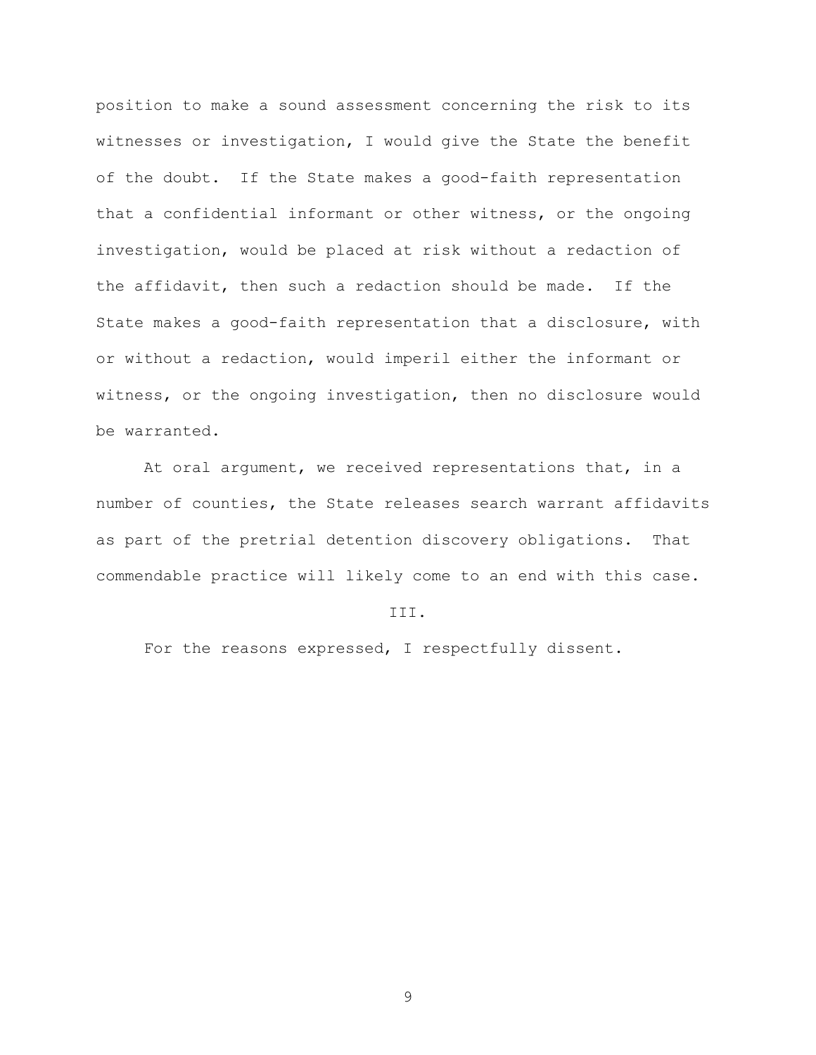position to make a sound assessment concerning the risk to its witnesses or investigation, I would give the State the benefit of the doubt. If the State makes a good-faith representation that a confidential informant or other witness, or the ongoing investigation, would be placed at risk without a redaction of the affidavit, then such a redaction should be made. If the State makes a good-faith representation that a disclosure, with or without a redaction, would imperil either the informant or witness, or the ongoing investigation, then no disclosure would be warranted.

At oral argument, we received representations that, in a number of counties, the State releases search warrant affidavits as part of the pretrial detention discovery obligations. That commendable practice will likely come to an end with this case.

III.

For the reasons expressed, I respectfully dissent.